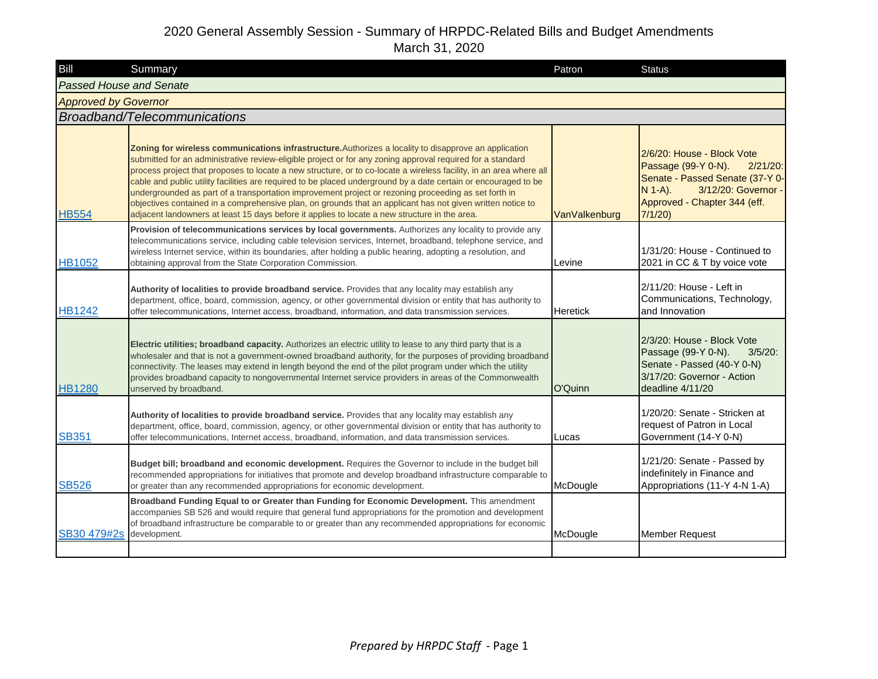# 2020 General Assembly Session - Summary of HRPDC-Related Bills and Budget Amendments

March 31, 2020

| Bill | Summary | Patron | Status |
|---|---|---|---|
| *Passed House and Senate* | | | |
| *Approved by Governor* | | | |
| *Broadband/Telecommunications* | | | |
| HB554 | **Zoning for wireless communications infrastructure.** Authorizes a locality to disapprove an application submitted for an administrative review-eligible project or for any zoning approval required for a standard process project that proposes to locate a new structure, or to co-locate a wireless facility, in an area where all cable and public utility facilities are required to be placed underground by a date certain or encouraged to be undergrounded as part of a transportation improvement project or rezoning proceeding as set forth in objectives contained in a comprehensive plan, on grounds that an applicant has not given written notice to adjacent landowners at least 15 days before it applies to locate a new structure in the area. | VanValkenburg | 2/6/20: House - Block Vote Passage (99-Y 0-N). 2/21/20: Senate - Passed Senate (37-Y 0-N 1-A). 3/12/20: Governor - Approved - Chapter 344 (eff. 7/1/20) |
| HB1052 | **Provision of telecommunications services by local governments.** Authorizes any locality to provide any telecommunications service, including cable television services, Internet, broadband, telephone service, and wireless Internet service, within its boundaries, after holding a public hearing, adopting a resolution, and obtaining approval from the State Corporation Commission. | Levine | 1/31/20: House - Continued to 2021 in CC & T by voice vote |
| HB1242 | **Authority of localities to provide broadband service.** Provides that any locality may establish any department, office, board, commission, agency, or other governmental division or entity that has authority to offer telecommunications, Internet access, broadband, information, and data transmission services. | Heretick | 2/11/20: House - Left in Communications, Technology, and Innovation |
| HB1280 | **Electric utilities; broadband capacity.** Authorizes an electric utility to lease to any third party that is a wholesaler and that is not a government-owned broadband authority, for the purposes of providing broadband connectivity. The leases may extend in length beyond the end of the pilot program under which the utility provides broadband capacity to nongovernmental Internet service providers in areas of the Commonwealth unserved by broadband. | O'Quinn | 2/3/20: House - Block Vote Passage (99-Y 0-N). 3/5/20: Senate - Passed (40-Y 0-N) 3/17/20: Governor - Action deadline 4/11/20 |
| SB351 | **Authority of localities to provide broadband service.** Provides that any locality may establish any department, office, board, commission, agency, or other governmental division or entity that has authority to offer telecommunications, Internet access, broadband, information, and data transmission services. | Lucas | 1/20/20: Senate - Stricken at request of Patron in Local Government (14-Y 0-N) |
| SB526 | **Budget bill; broadband and economic development.** Requires the Governor to include in the budget bill recommended appropriations for initiatives that promote and develop broadband infrastructure comparable to or greater than any recommended appropriations for economic development. | McDougle | 1/21/20: Senate - Passed by indefinitely in Finance and Appropriations (11-Y 4-N 1-A) |
| SB30 479#2s | **Broadband Funding Equal to or Greater than Funding for Economic Development.** This amendment accompanies SB 526 and would require that general fund appropriations for the promotion and development of broadband infrastructure be comparable to or greater than any recommended appropriations for economic development. | McDougle | Member Request |
| | | | |

*Prepared by HRPDC Staff*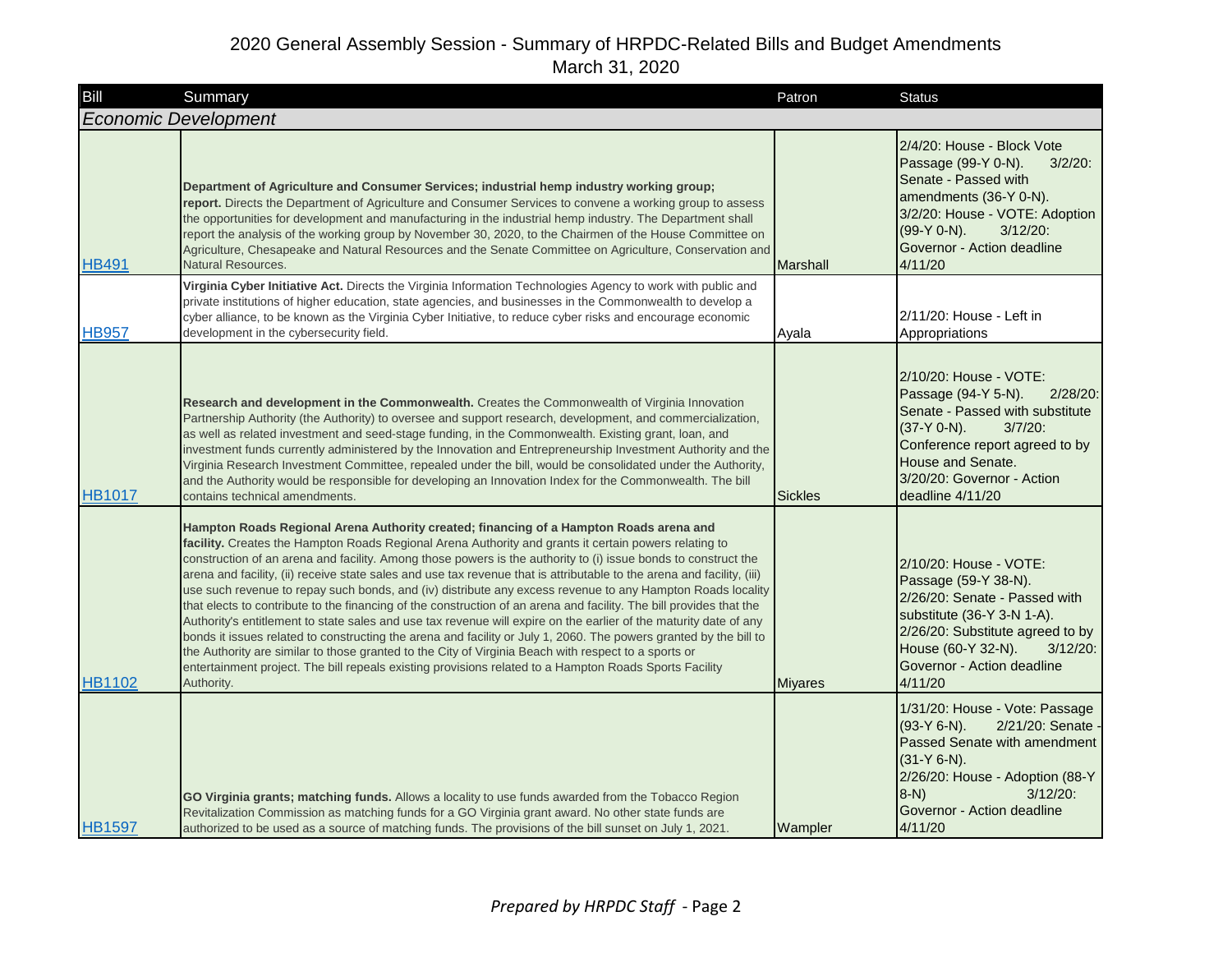# 2020 General Assembly Session - Summary of HRPDC-Related Bills and Budget Amendments

March 31, 2020

| Bill | Summary | Patron | Status |
|---|---|---|---|
| *Economic Development* | | | |
| HB491 | **Department of Agriculture and Consumer Services; industrial hemp industry working group; report.** Directs the Department of Agriculture and Consumer Services to convene a working group to assess the opportunities for development and manufacturing in the industrial hemp industry. The Department shall report the analysis of the working group by November 30, 2020, to the Chairmen of the House Committee on Agriculture, Chesapeake and Natural Resources and the Senate Committee on Agriculture, Conservation and Natural Resources. | Marshall | 2/4/20: House - Block Vote Passage (99-Y 0-N). 3/2/20: Senate - Passed with amendments (36-Y 0-N). 3/2/20: House - VOTE: Adoption (99-Y 0-N). 3/12/20: Governor - Action deadline 4/11/20 |
| HB957 | **Virginia Cyber Initiative Act.** Directs the Virginia Information Technologies Agency to work with public and private institutions of higher education, state agencies, and businesses in the Commonwealth to develop a cyber alliance, to be known as the Virginia Cyber Initiative, to reduce cyber risks and encourage economic development in the cybersecurity field. | Ayala | 2/11/20: House - Left in Appropriations |
| HB1017 | **Research and development in the Commonwealth.** Creates the Commonwealth of Virginia Innovation Partnership Authority (the Authority) to oversee and support research, development, and commercialization, as well as related investment and seed-stage funding, in the Commonwealth. Existing grant, loan, and investment funds currently administered by the Innovation and Entrepreneurship Investment Authority and the Virginia Research Investment Committee, repealed under the bill, would be consolidated under the Authority, and the Authority would be responsible for developing an Innovation Index for the Commonwealth. The bill contains technical amendments. | Sickles | 2/10/20: House - VOTE: Passage (94-Y 5-N). 2/28/20: Senate - Passed with substitute (37-Y 0-N). 3/7/20: Conference report agreed to by House and Senate. 3/20/20: Governor - Action deadline 4/11/20 |
| HB1102 | **Hampton Roads Regional Arena Authority created; financing of a Hampton Roads arena and facility.** Creates the Hampton Roads Regional Arena Authority and grants it certain powers relating to construction of an arena and facility. Among those powers is the authority to (i) issue bonds to construct the arena and facility, (ii) receive state sales and use tax revenue that is attributable to the arena and facility, (iii) use such revenue to repay such bonds, and (iv) distribute any excess revenue to any Hampton Roads locality that elects to contribute to the financing of the construction of an arena and facility. The bill provides that the Authority's entitlement to state sales and use tax revenue will expire on the earlier of the maturity date of any bonds it issues related to constructing the arena and facility or July 1, 2060. The powers granted by the bill to the Authority are similar to those granted to the City of Virginia Beach with respect to a sports or entertainment project. The bill repeals existing provisions related to a Hampton Roads Sports Facility Authority. | Miyares | 2/10/20: House - VOTE: Passage (59-Y 38-N). 2/26/20: Senate - Passed with substitute (36-Y 3-N 1-A). 2/26/20: Substitute agreed to by House (60-Y 32-N). 3/12/20: Governor - Action deadline 4/11/20 |
| HB1597 | **GO Virginia grants; matching funds.** Allows a locality to use funds awarded from the Tobacco Region Revitalization Commission as matching funds for a GO Virginia grant award. No other state funds are authorized to be used as a source of matching funds. The provisions of the bill sunset on July 1, 2021. | Wampler | 1/31/20: House - Vote: Passage (93-Y 6-N). 2/21/20: Senate - Passed Senate with amendment (31-Y 6-N). 2/26/20: House - Adoption (88-Y 8-N) 3/12/20: Governor - Action deadline 4/11/20 |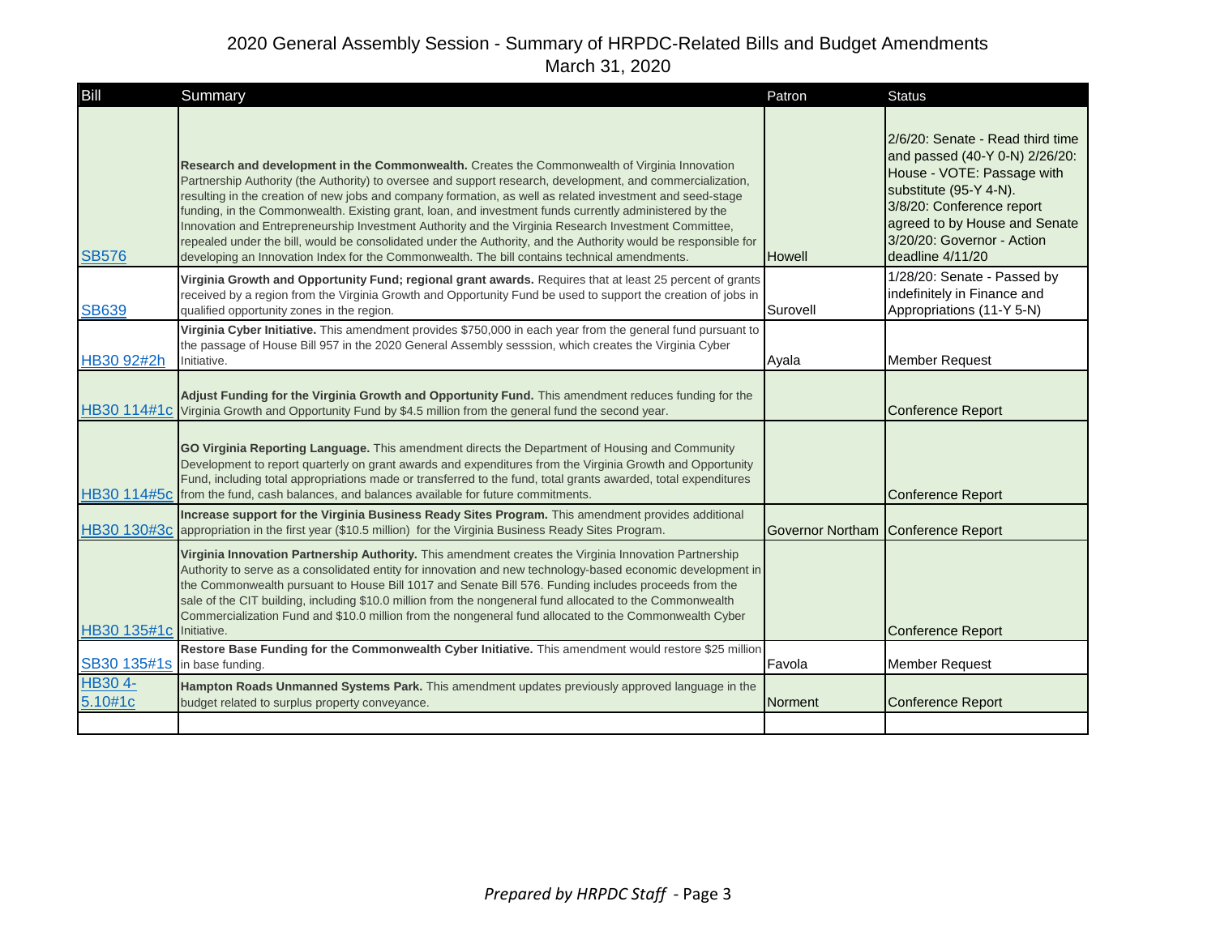# 2020 General Assembly Session - Summary of HRPDC-Related Bills and Budget Amendments

March 31, 2020

| Bill | Summary | Patron | Status |
|---|---|---|---|
| SB576 | **Research and development in the Commonwealth.** Creates the Commonwealth of Virginia Innovation Partnership Authority (the Authority) to oversee and support research, development, and commercialization, resulting in the creation of new jobs and company formation, as well as related investment and seed-stage funding, in the Commonwealth. Existing grant, loan, and investment funds currently administered by the Innovation and Entrepreneurship Investment Authority and the Virginia Research Investment Committee, repealed under the bill, would be consolidated under the Authority, and the Authority would be responsible for developing an Innovation Index for the Commonwealth. The bill contains technical amendments. | Howell | 2/6/20: Senate - Read third time and passed (40-Y 0-N) 2/26/20: House - VOTE: Passage with substitute (95-Y 4-N). 3/8/20: Conference report agreed to by House and Senate 3/20/20: Governor - Action deadline 4/11/20 |
| SB639 | **Virginia Growth and Opportunity Fund; regional grant awards.** Requires that at least 25 percent of grants received by a region from the Virginia Growth and Opportunity Fund be used to support the creation of jobs in qualified opportunity zones in the region. | Surovell | 1/28/20: Senate - Passed by indefinitely in Finance and Appropriations (11-Y 5-N) |
| HB30 92#2h | **Virginia Cyber Initiative.** This amendment provides $750,000 in each year from the general fund pursuant to the passage of House Bill 957 in the 2020 General Assembly sesssion, which creates the Virginia Cyber Initiative. | Ayala | Member Request |
| HB30 114#1c | **Adjust Funding for the Virginia Growth and Opportunity Fund.** This amendment reduces funding for the Virginia Growth and Opportunity Fund by $4.5 million from the general fund the second year. | | Conference Report |
| HB30 114#5c | **GO Virginia Reporting Language.** This amendment directs the Department of Housing and Community Development to report quarterly on grant awards and expenditures from the Virginia Growth and Opportunity Fund, including total appropriations made or transferred to the fund, total grants awarded, total expenditures from the fund, cash balances, and balances available for future commitments. | | Conference Report |
| HB30 130#3c | **Increase support for the Virginia Business Ready Sites Program.** This amendment provides additional appropriation in the first year ($10.5 million) for the Virginia Business Ready Sites Program. | Governor Northam | Conference Report |
| HB30 135#1c | **Virginia Innovation Partnership Authority.** This amendment creates the Virginia Innovation Partnership Authority to serve as a consolidated entity for innovation and new technology-based economic development in the Commonwealth pursuant to House Bill 1017 and Senate Bill 576. Funding includes proceeds from the sale of the CIT building, including $10.0 million from the nongeneral fund allocated to the Commonwealth Commercialization Fund and $10.0 million from the nongeneral fund allocated to the Commonwealth Cyber Initiative. | | Conference Report |
| SB30 135#1s | **Restore Base Funding for the Commonwealth Cyber Initiative.** This amendment would restore $25 million in base funding. | Favola | Member Request |
| HB30 4-5.10#1c | **Hampton Roads Unmanned Systems Park.** This amendment updates previously approved language in the budget related to surplus property conveyance. | Norment | Conference Report |
| | | | |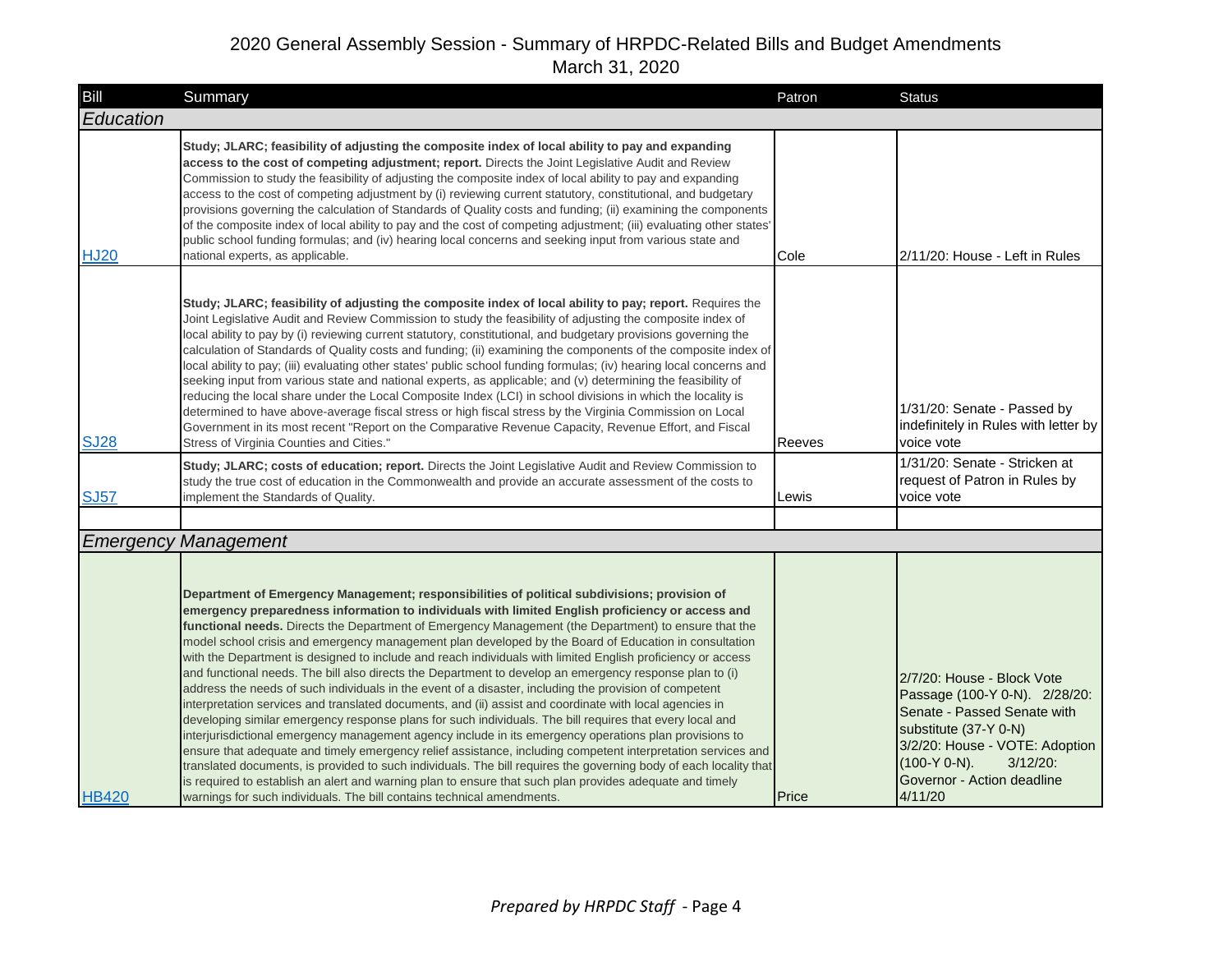# 2020 General Assembly Session - Summary of HRPDC-Related Bills and Budget Amendments

March 31, 2020

| Bill | Summary | Patron | Status |
|---|---|---|---|
| ***Education*** | | | |
| HJ20 | **Study; JLARC; feasibility of adjusting the composite index of local ability to pay and expanding access to the cost of competing adjustment; report.** Directs the Joint Legislative Audit and Review Commission to study the feasibility of adjusting the composite index of local ability to pay and expanding access to the cost of competing adjustment by (i) reviewing current statutory, constitutional, and budgetary provisions governing the calculation of Standards of Quality costs and funding; (ii) examining the components of the composite index of local ability to pay and the cost of competing adjustment; (iii) evaluating other states' public school funding formulas; and (iv) hearing local concerns and seeking input from various state and national experts, as applicable. | Cole | 2/11/20: House - Left in Rules |
| SJ28 | **Study; JLARC; feasibility of adjusting the composite index of local ability to pay; report.** Requires the Joint Legislative Audit and Review Commission to study the feasibility of adjusting the composite index of local ability to pay by (i) reviewing current statutory, constitutional, and budgetary provisions governing the calculation of Standards of Quality costs and funding; (ii) examining the components of the composite index of local ability to pay; (iii) evaluating other states' public school funding formulas; (iv) hearing local concerns and seeking input from various state and national experts, as applicable; and (v) determining the feasibility of reducing the local share under the Local Composite Index (LCI) in school divisions in which the locality is determined to have above-average fiscal stress or high fiscal stress by the Virginia Commission on Local Government in its most recent "Report on the Comparative Revenue Capacity, Revenue Effort, and Fiscal Stress of Virginia Counties and Cities." | Reeves | 1/31/20: Senate - Passed by indefinitely in Rules with letter by voice vote |
| SJ57 | **Study; JLARC; costs of education; report.** Directs the Joint Legislative Audit and Review Commission to study the true cost of education in the Commonwealth and provide an accurate assessment of the costs to implement the Standards of Quality. | Lewis | 1/31/20: Senate - Stricken at request of Patron in Rules by voice vote |
| | | | |
| ***Emergency Management*** | | | |
| HB420 | **Department of Emergency Management; responsibilities of political subdivisions; provision of emergency preparedness information to individuals with limited English proficiency or access and functional needs.** Directs the Department of Emergency Management (the Department) to ensure that the model school crisis and emergency management plan developed by the Board of Education in consultation with the Department is designed to include and reach individuals with limited English proficiency or access and functional needs. The bill also directs the Department to develop an emergency response plan to (i) address the needs of such individuals in the event of a disaster, including the provision of competent interpretation services and translated documents, and (ii) assist and coordinate with local agencies in developing similar emergency response plans for such individuals. The bill requires that every local and interjurisdictional emergency management agency include in its emergency operations plan provisions to ensure that adequate and timely emergency relief assistance, including competent interpretation services and translated documents, is provided to such individuals. The bill requires the governing body of each locality that is required to establish an alert and warning plan to ensure that such plan provides adequate and timely warnings for such individuals. The bill contains technical amendments. | Price | 2/7/20: House - Block Vote Passage (100-Y 0-N). 2/28/20: Senate - Passed Senate with substitute (37-Y 0-N) 3/2/20: House - VOTE: Adoption (100-Y 0-N). 3/12/20: Governor - Action deadline 4/11/20 |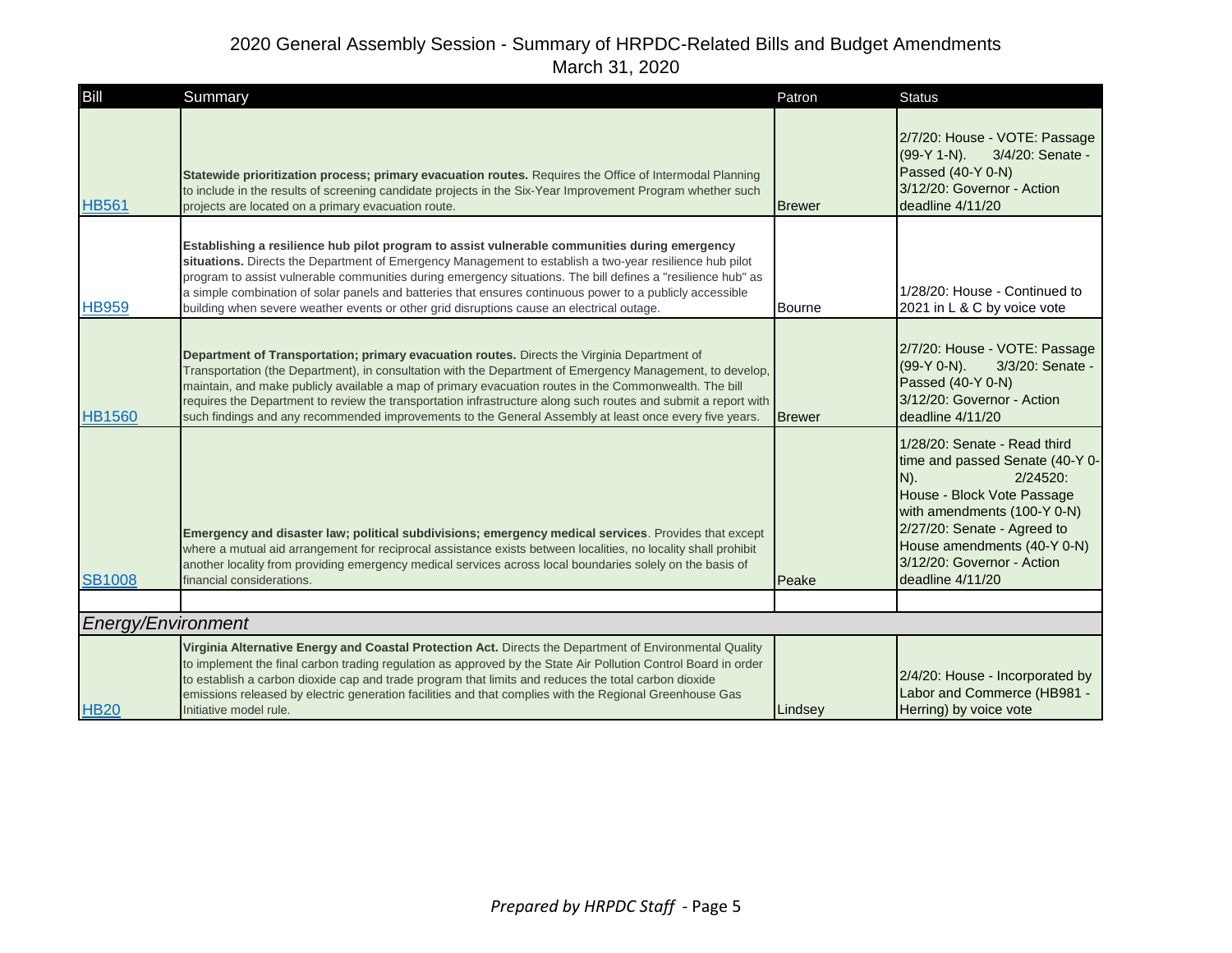# 2020 General Assembly Session - Summary of HRPDC-Related Bills and Budget Amendments

March 31, 2020

| Bill | Summary | Patron | Status |
|---|---|---|---|
| HB561 | **Statewide prioritization process; primary evacuation routes.** Requires the Office of Intermodal Planning to include in the results of screening candidate projects in the Six-Year Improvement Program whether such projects are located on a primary evacuation route. | Brewer | 2/7/20: House - VOTE: Passage (99-Y 1-N). 3/4/20: Senate - Passed (40-Y 0-N) 3/12/20: Governor - Action deadline 4/11/20 |
| HB959 | **Establishing a resilience hub pilot program to assist vulnerable communities during emergency situations.** Directs the Department of Emergency Management to establish a two-year resilience hub pilot program to assist vulnerable communities during emergency situations. The bill defines a "resilience hub" as a simple combination of solar panels and batteries that ensures continuous power to a publicly accessible building when severe weather events or other grid disruptions cause an electrical outage. | Bourne | 1/28/20: House - Continued to 2021 in L & C by voice vote |
| HB1560 | **Department of Transportation; primary evacuation routes.** Directs the Virginia Department of Transportation (the Department), in consultation with the Department of Emergency Management, to develop, maintain, and make publicly available a map of primary evacuation routes in the Commonwealth. The bill requires the Department to review the transportation infrastructure along such routes and submit a report with such findings and any recommended improvements to the General Assembly at least once every five years. | Brewer | 2/7/20: House - VOTE: Passage (99-Y 0-N). 3/3/20: Senate - Passed (40-Y 0-N) 3/12/20: Governor - Action deadline 4/11/20 |
| SB1008 | **Emergency and disaster law; political subdivisions; emergency medical services**. Provides that except where a mutual aid arrangement for reciprocal assistance exists between localities, no locality shall prohibit another locality from providing emergency medical services across local boundaries solely on the basis of financial considerations. | Peake | 1/28/20: Senate - Read third time and passed Senate (40-Y 0-N). 2/24520: House - Block Vote Passage with amendments (100-Y 0-N) 2/27/20: Senate - Agreed to House amendments (40-Y 0-N) 3/12/20: Governor - Action deadline 4/11/20 |
| | | | |
| *Energy/Environment* | | | |
| HB20 | **Virginia Alternative Energy and Coastal Protection Act.** Directs the Department of Environmental Quality to implement the final carbon trading regulation as approved by the State Air Pollution Control Board in order to establish a carbon dioxide cap and trade program that limits and reduces the total carbon dioxide emissions released by electric generation facilities and that complies with the Regional Greenhouse Gas Initiative model rule. | Lindsey | 2/4/20: House - Incorporated by Labor and Commerce (HB981 - Herring) by voice vote |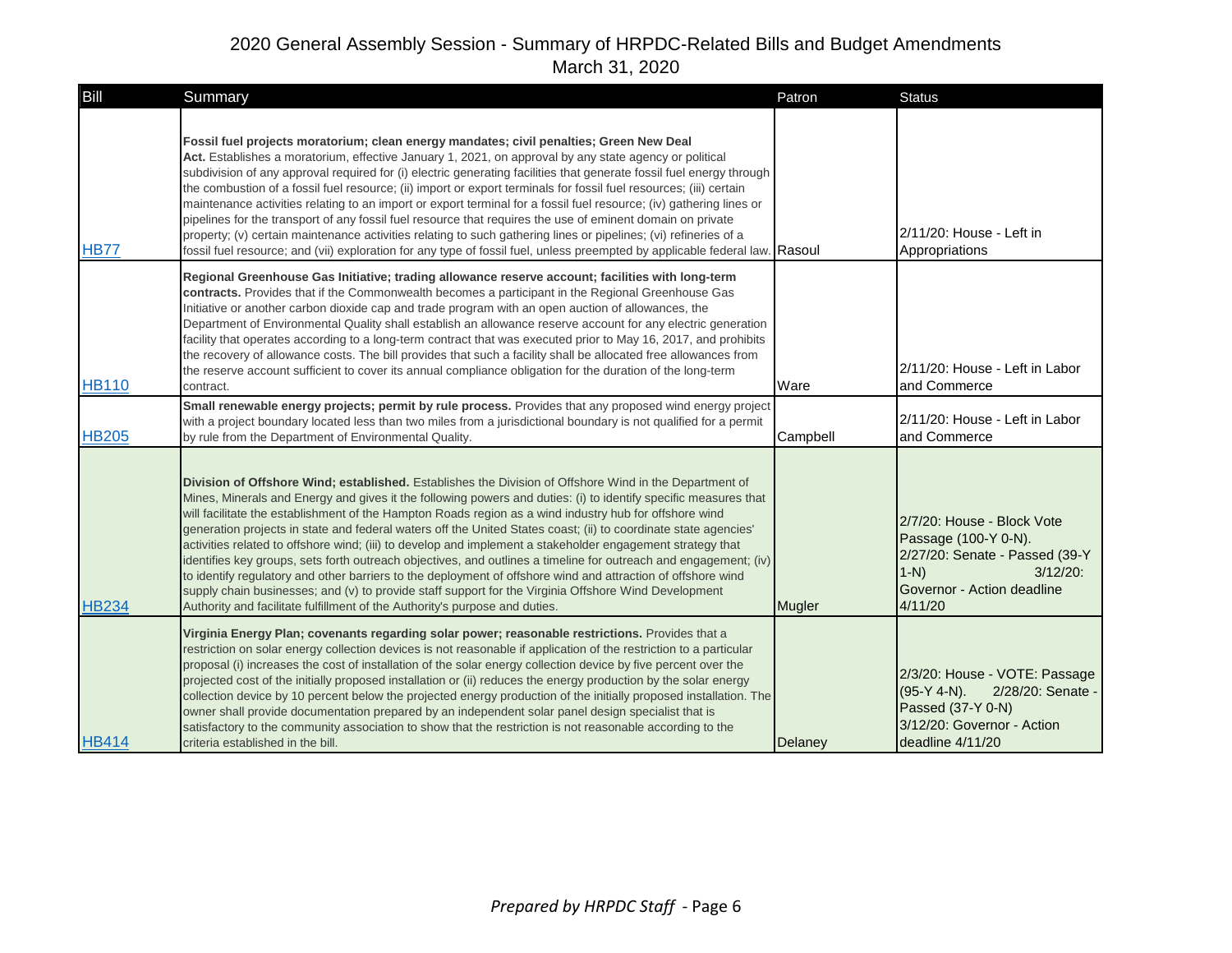# 2020 General Assembly Session - Summary of HRPDC-Related Bills and Budget Amendments
March 31, 2020

| Bill | Summary | Patron | Status |
|---|---|---|---|
| HB77 | **Fossil fuel projects moratorium; clean energy mandates; civil penalties; Green New Deal Act.** Establishes a moratorium, effective January 1, 2021, on approval by any state agency or political subdivision of any approval required for (i) electric generating facilities that generate fossil fuel energy through the combustion of a fossil fuel resource; (ii) import or export terminals for fossil fuel resources; (iii) certain maintenance activities relating to an import or export terminal for a fossil fuel resource; (iv) gathering lines or pipelines for the transport of any fossil fuel resource that requires the use of eminent domain on private property; (v) certain maintenance activities relating to such gathering lines or pipelines; (vi) refineries of a fossil fuel resource; and (vii) exploration for any type of fossil fuel, unless preempted by applicable federal law. | Rasoul | 2/11/20: House - Left in Appropriations |
| HB110 | **Regional Greenhouse Gas Initiative; trading allowance reserve account; facilities with long-term contracts.** Provides that if the Commonwealth becomes a participant in the Regional Greenhouse Gas Initiative or another carbon dioxide cap and trade program with an open auction of allowances, the Department of Environmental Quality shall establish an allowance reserve account for any electric generation facility that operates according to a long-term contract that was executed prior to May 16, 2017, and prohibits the recovery of allowance costs. The bill provides that such a facility shall be allocated free allowances from the reserve account sufficient to cover its annual compliance obligation for the duration of the long-term contract. | Ware | 2/11/20: House - Left in Labor and Commerce |
| HB205 | **Small renewable energy projects; permit by rule process.** Provides that any proposed wind energy project with a project boundary located less than two miles from a jurisdictional boundary is not qualified for a permit by rule from the Department of Environmental Quality. | Campbell | 2/11/20: House - Left in Labor and Commerce |
| HB234 | **Division of Offshore Wind; established.** Establishes the Division of Offshore Wind in the Department of Mines, Minerals and Energy and gives it the following powers and duties: (i) to identify specific measures that will facilitate the establishment of the Hampton Roads region as a wind industry hub for offshore wind generation projects in state and federal waters off the United States coast; (ii) to coordinate state agencies' activities related to offshore wind; (iii) to develop and implement a stakeholder engagement strategy that identifies key groups, sets forth outreach objectives, and outlines a timeline for outreach and engagement; (iv) to identify regulatory and other barriers to the deployment of offshore wind and attraction of offshore wind supply chain businesses; and (v) to provide staff support for the Virginia Offshore Wind Development Authority and facilitate fulfillment of the Authority's purpose and duties. | Mugler | 2/7/20: House - Block Vote Passage (100-Y 0-N). 2/27/20: Senate - Passed (39-Y 1-N) 3/12/20: Governor - Action deadline 4/11/20 |
| HB414 | **Virginia Energy Plan; covenants regarding solar power; reasonable restrictions.** Provides that a restriction on solar energy collection devices is not reasonable if application of the restriction to a particular proposal (i) increases the cost of installation of the solar energy collection device by five percent over the projected cost of the initially proposed installation or (ii) reduces the energy production by the solar energy collection device by 10 percent below the projected energy production of the initially proposed installation. The owner shall provide documentation prepared by an independent solar panel design specialist that is satisfactory to the community association to show that the restriction is not reasonable according to the criteria established in the bill. | Delaney | 2/3/20: House - VOTE: Passage (95-Y 4-N). 2/28/20: Senate - Passed (37-Y 0-N) 3/12/20: Governor - Action deadline 4/11/20 |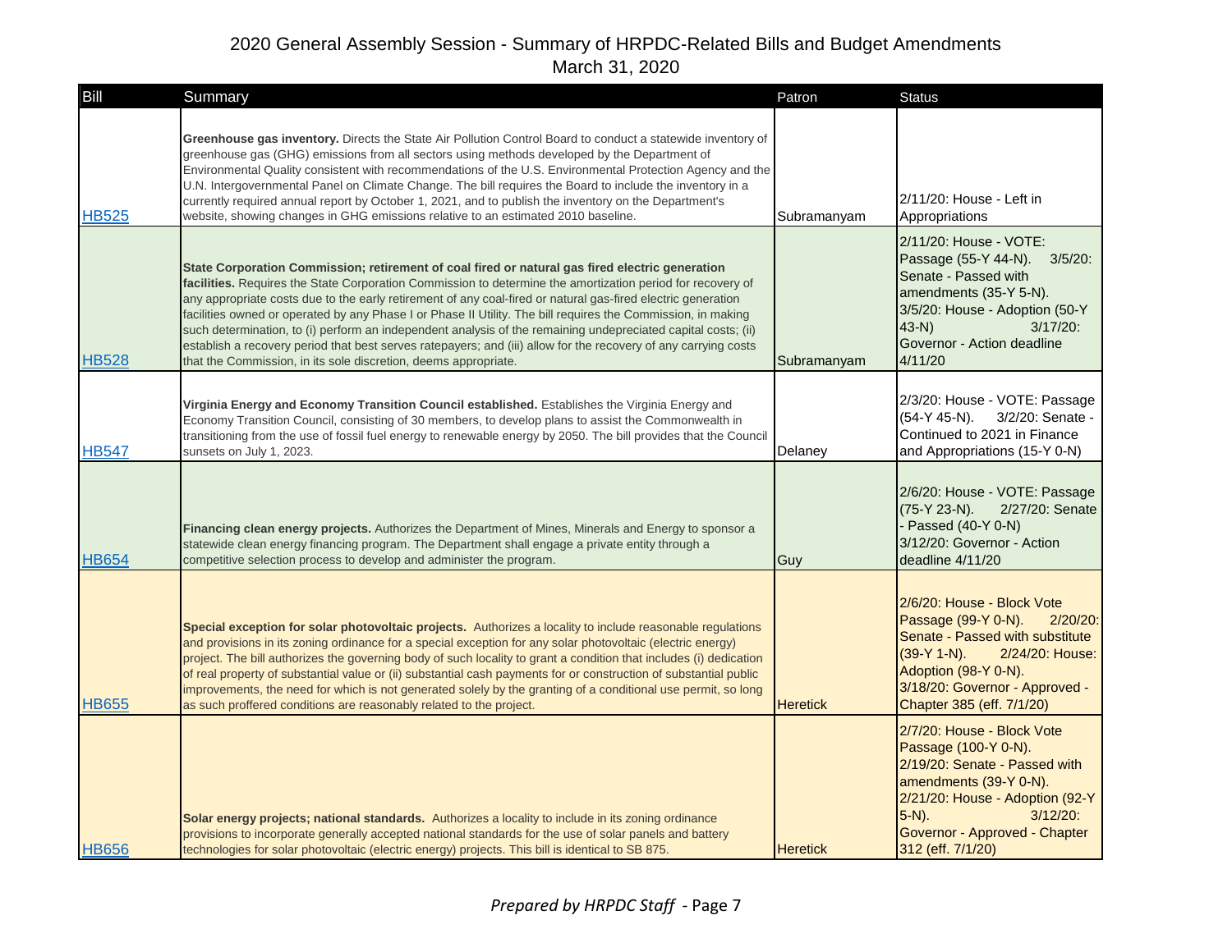# 2020 General Assembly Session - Summary of HRPDC-Related Bills and Budget Amendments

March 31, 2020

| Bill | Summary | Patron | Status |
|---|---|---|---|
| HB525 | **Greenhouse gas inventory.** Directs the State Air Pollution Control Board to conduct a statewide inventory of greenhouse gas (GHG) emissions from all sectors using methods developed by the Department of Environmental Quality consistent with recommendations of the U.S. Environmental Protection Agency and the U.N. Intergovernmental Panel on Climate Change. The bill requires the Board to include the inventory in a currently required annual report by October 1, 2021, and to publish the inventory on the Department's website, showing changes in GHG emissions relative to an estimated 2010 baseline. | Subramanyam | 2/11/20: House - Left in Appropriations |
| HB528 | **State Corporation Commission; retirement of coal fired or natural gas fired electric generation facilities.** Requires the State Corporation Commission to determine the amortization period for recovery of any appropriate costs due to the early retirement of any coal-fired or natural gas-fired electric generation facilities owned or operated by any Phase I or Phase II Utility. The bill requires the Commission, in making such determination, to (i) perform an independent analysis of the remaining undepreciated capital costs; (ii) establish a recovery period that best serves ratepayers; and (iii) allow for the recovery of any carrying costs that the Commission, in its sole discretion, deems appropriate. | Subramanyam | 2/11/20: House - VOTE: Passage (55-Y 44-N). 3/5/20: Senate - Passed with amendments (35-Y 5-N). 3/5/20: House - Adoption (50-Y 43-N) 3/17/20: Governor - Action deadline 4/11/20 |
| HB547 | **Virginia Energy and Economy Transition Council established.** Establishes the Virginia Energy and Economy Transition Council, consisting of 30 members, to develop plans to assist the Commonwealth in transitioning from the use of fossil fuel energy to renewable energy by 2050. The bill provides that the Council sunsets on July 1, 2023. | Delaney | 2/3/20: House - VOTE: Passage (54-Y 45-N). 3/2/20: Senate - Continued to 2021 in Finance and Appropriations (15-Y 0-N) |
| HB654 | **Financing clean energy projects.** Authorizes the Department of Mines, Minerals and Energy to sponsor a statewide clean energy financing program. The Department shall engage a private entity through a competitive selection process to develop and administer the program. | Guy | 2/6/20: House - VOTE: Passage (75-Y 23-N). 2/27/20: Senate - Passed (40-Y 0-N) 3/12/20: Governor - Action deadline 4/11/20 |
| HB655 | **Special exception for solar photovoltaic projects.** Authorizes a locality to include reasonable regulations and provisions in its zoning ordinance for a special exception for any solar photovoltaic (electric energy) project. The bill authorizes the governing body of such locality to grant a condition that includes (i) dedication of real property of substantial value or (ii) substantial cash payments for or construction of substantial public improvements, the need for which is not generated solely by the granting of a conditional use permit, so long as such proffered conditions are reasonably related to the project. | Heretick | 2/6/20: House - Block Vote Passage (99-Y 0-N). 2/20/20: Senate - Passed with substitute (39-Y 1-N). 2/24/20: House: Adoption (98-Y 0-N). 3/18/20: Governor - Approved - Chapter 385 (eff. 7/1/20) |
| HB656 | **Solar energy projects; national standards.** Authorizes a locality to include in its zoning ordinance provisions to incorporate generally accepted national standards for the use of solar panels and battery technologies for solar photovoltaic (electric energy) projects. This bill is identical to SB 875. | Heretick | 2/7/20: House - Block Vote Passage (100-Y 0-N). 2/19/20: Senate - Passed with amendments (39-Y 0-N). 2/21/20: House - Adoption (92-Y 5-N). 3/12/20: Governor - Approved - Chapter 312 (eff. 7/1/20) |

*Prepared by HRPDC Staff*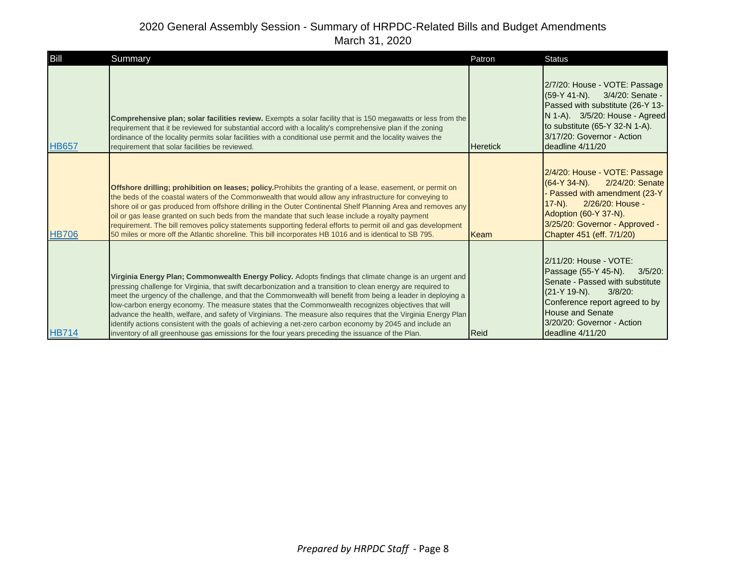# 2020 General Assembly Session - Summary of HRPDC-Related Bills and Budget Amendments

March 31, 2020

| Bill | Summary | Patron | Status |
|---|---|---|---|
| HB657 | **Comprehensive plan; solar facilities review.** Exempts a solar facility that is 150 megawatts or less from the requirement that it be reviewed for substantial accord with a locality's comprehensive plan if the zoning ordinance of the locality permits solar facilities with a conditional use permit and the locality waives the requirement that solar facilities be reviewed. | Heretick | 2/7/20: House - VOTE: Passage (59-Y 41-N). 3/4/20: Senate - Passed with substitute (26-Y 13-N 1-A). 3/5/20: House - Agreed to substitute (65-Y 32-N 1-A). 3/17/20: Governor - Action deadline 4/11/20 |
| HB706 | **Offshore drilling; prohibition on leases; policy.** Prohibits the granting of a lease, easement, or permit on the beds of the coastal waters of the Commonwealth that would allow any infrastructure for conveying to shore oil or gas produced from offshore drilling in the Outer Continental Shelf Planning Area and removes any oil or gas lease granted on such beds from the mandate that such lease include a royalty payment requirement. The bill removes policy statements supporting federal efforts to permit oil and gas development 50 miles or more off the Atlantic shoreline. This bill incorporates HB 1016 and is identical to SB 795. | Keam | 2/4/20: House - VOTE: Passage (64-Y 34-N). 2/24/20: Senate - Passed with amendment (23-Y 17-N). 2/26/20: House - Adoption (60-Y 37-N). 3/25/20: Governor - Approved - Chapter 451 (eff. 7/1/20) |
| HB714 | **Virginia Energy Plan; Commonwealth Energy Policy.** Adopts findings that climate change is an urgent and pressing challenge for Virginia, that swift decarbonization and a transition to clean energy are required to meet the urgency of the challenge, and that the Commonwealth will benefit from being a leader in deploying a low-carbon energy economy. The measure states that the Commonwealth recognizes objectives that will advance the health, welfare, and safety of Virginians. The measure also requires that the Virginia Energy Plan identify actions consistent with the goals of achieving a net-zero carbon economy by 2045 and include an inventory of all greenhouse gas emissions for the four years preceding the issuance of the Plan. | Reid | 2/11/20: House - VOTE: Passage (55-Y 45-N). 3/5/20: Senate - Passed with substitute (21-Y 19-N). 3/8/20: Conference report agreed to by House and Senate 3/20/20: Governor - Action deadline 4/11/20 |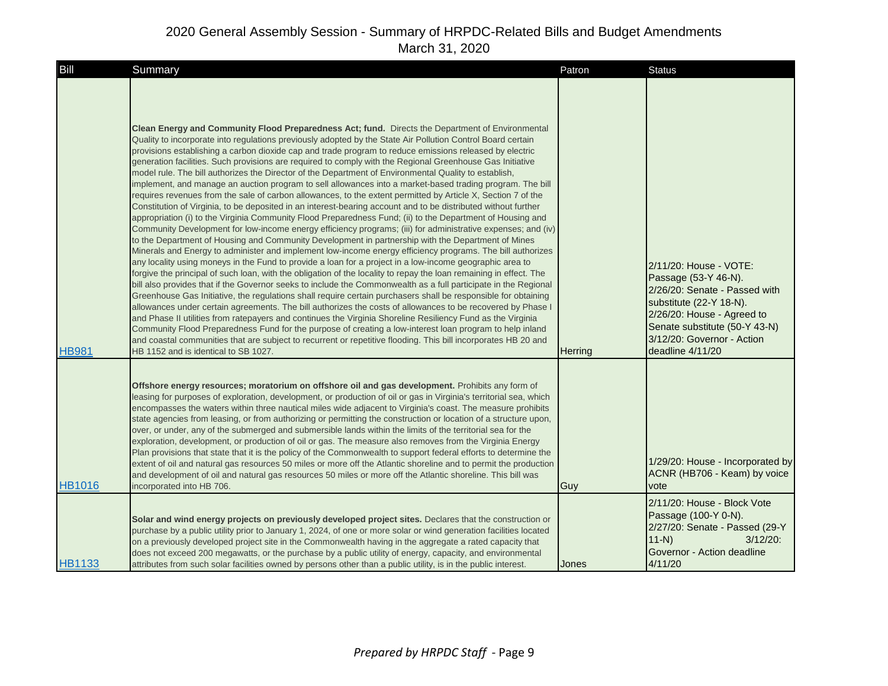# 2020 General Assembly Session - Summary of HRPDC-Related Bills and Budget Amendments

March 31, 2020

| Bill | Summary | Patron | Status |
|---|---|---|---|
| HB981 | **Clean Energy and Community Flood Preparedness Act; fund.** Directs the Department of Environmental Quality to incorporate into regulations previously adopted by the State Air Pollution Control Board certain provisions establishing a carbon dioxide cap and trade program to reduce emissions released by electric generation facilities. Such provisions are required to comply with the Regional Greenhouse Gas Initiative model rule. The bill authorizes the Director of the Department of Environmental Quality to establish, implement, and manage an auction program to sell allowances into a market-based trading program. The bill requires revenues from the sale of carbon allowances, to the extent permitted by Article X, Section 7 of the Constitution of Virginia, to be deposited in an interest-bearing account and to be distributed without further appropriation (i) to the Virginia Community Flood Preparedness Fund; (ii) to the Department of Housing and Community Development for low-income energy efficiency programs; (iii) for administrative expenses; and (iv) to the Department of Housing and Community Development in partnership with the Department of Mines Minerals and Energy to administer and implement low-income energy efficiency programs. The bill authorizes any locality using moneys in the Fund to provide a loan for a project in a low-income geographic area to forgive the principal of such loan, with the obligation of the locality to repay the loan remaining in effect. The bill also provides that if the Governor seeks to include the Commonwealth as a full participate in the Regional Greenhouse Gas Initiative, the regulations shall require certain purchasers shall be responsible for obtaining allowances under certain agreements. The bill authorizes the costs of allowances to be recovered by Phase I and Phase II utilities from ratepayers and continues the Virginia Shoreline Resiliency Fund as the Virginia Community Flood Preparedness Fund for the purpose of creating a low-interest loan program to help inland and coastal communities that are subject to recurrent or repetitive flooding. This bill incorporates HB 20 and HB 1152 and is identical to SB 1027. | Herring | 2/11/20: House - VOTE: Passage (53-Y 46-N). 2/26/20: Senate - Passed with substitute (22-Y 18-N). 2/26/20: House - Agreed to Senate substitute (50-Y 43-N) 3/12/20: Governor - Action deadline 4/11/20 |
| HB1016 | **Offshore energy resources; moratorium on offshore oil and gas development.** Prohibits any form of leasing for purposes of exploration, development, or production of oil or gas in Virginia's territorial sea, which encompasses the waters within three nautical miles wide adjacent to Virginia's coast. The measure prohibits state agencies from leasing, or from authorizing or permitting the construction or location of a structure upon, over, or under, any of the submerged and submersible lands within the limits of the territorial sea for the exploration, development, or production of oil or gas. The measure also removes from the Virginia Energy Plan provisions that state that it is the policy of the Commonwealth to support federal efforts to determine the extent of oil and natural gas resources 50 miles or more off the Atlantic shoreline and to permit the production and development of oil and natural gas resources 50 miles or more off the Atlantic shoreline. This bill was incorporated into HB 706. | Guy | 1/29/20: House - Incorporated by ACNR (HB706 - Keam) by voice vote |
| HB1133 | **Solar and wind energy projects on previously developed project sites.** Declares that the construction or purchase by a public utility prior to January 1, 2024, of one or more solar or wind generation facilities located on a previously developed project site in the Commonwealth having in the aggregate a rated capacity that does not exceed 200 megawatts, or the purchase by a public utility of energy, capacity, and environmental attributes from such solar facilities owned by persons other than a public utility, is in the public interest. | Jones | 2/11/20: House - Block Vote Passage (100-Y 0-N). 2/27/20: Senate - Passed (29-Y 11-N) 3/12/20: Governor - Action deadline 4/11/20 |

*Prepared by HRPDC Staff*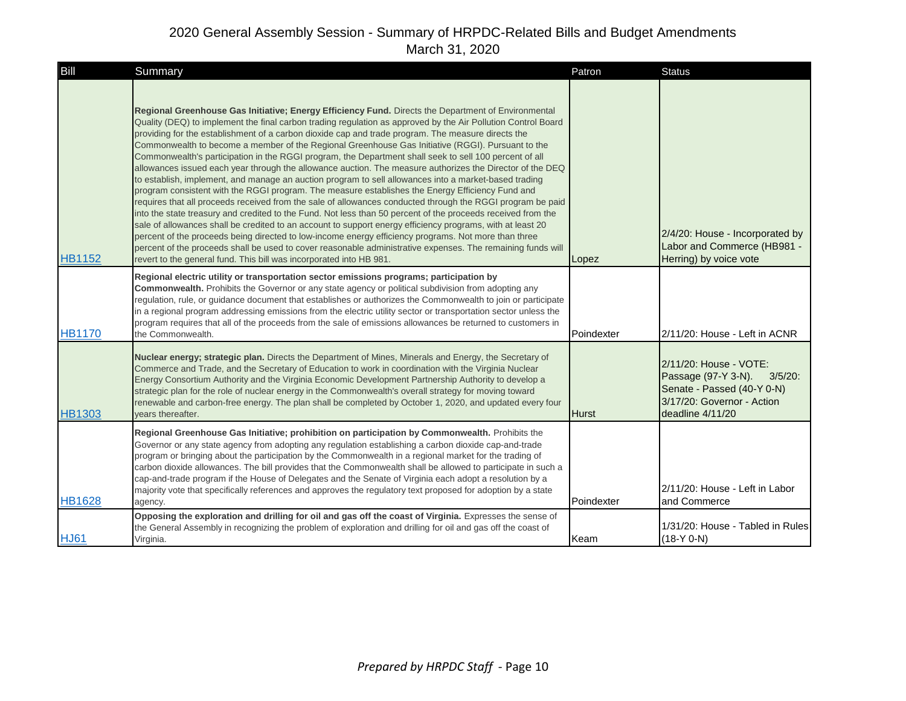# 2020 General Assembly Session - Summary of HRPDC-Related Bills and Budget Amendments
March 31, 2020

| Bill | Summary | Patron | Status |
|---|---|---|---|
| HB1152 | **Regional Greenhouse Gas Initiative; Energy Efficiency Fund.** Directs the Department of Environmental Quality (DEQ) to implement the final carbon trading regulation as approved by the Air Pollution Control Board providing for the establishment of a carbon dioxide cap and trade program. The measure directs the Commonwealth to become a member of the Regional Greenhouse Gas Initiative (RGGI). Pursuant to the Commonwealth's participation in the RGGI program, the Department shall seek to sell 100 percent of all allowances issued each year through the allowance auction. The measure authorizes the Director of the DEQ to establish, implement, and manage an auction program to sell allowances into a market-based trading program consistent with the RGGI program. The measure establishes the Energy Efficiency Fund and requires that all proceeds received from the sale of allowances conducted through the RGGI program be paid into the state treasury and credited to the Fund. Not less than 50 percent of the proceeds received from the sale of allowances shall be credited to an account to support energy efficiency programs, with at least 20 percent of the proceeds being directed to low-income energy efficiency programs. Not more than three percent of the proceeds shall be used to cover reasonable administrative expenses. The remaining funds will revert to the general fund. This bill was incorporated into HB 981. | Lopez | 2/4/20: House - Incorporated by Labor and Commerce (HB981 - Herring) by voice vote |
| HB1170 | **Regional electric utility or transportation sector emissions programs; participation by Commonwealth.** Prohibits the Governor or any state agency or political subdivision from adopting any regulation, rule, or guidance document that establishes or authorizes the Commonwealth to join or participate in a regional program addressing emissions from the electric utility sector or transportation sector unless the program requires that all of the proceeds from the sale of emissions allowances be returned to customers in the Commonwealth. | Poindexter | 2/11/20: House - Left in ACNR |
| HB1303 | **Nuclear energy; strategic plan.** Directs the Department of Mines, Minerals and Energy, the Secretary of Commerce and Trade, and the Secretary of Education to work in coordination with the Virginia Nuclear Energy Consortium Authority and the Virginia Economic Development Partnership Authority to develop a strategic plan for the role of nuclear energy in the Commonwealth's overall strategy for moving toward renewable and carbon-free energy. The plan shall be completed by October 1, 2020, and updated every four years thereafter. | Hurst | 2/11/20: House - VOTE: Passage (97-Y 3-N). 3/5/20: Senate - Passed (40-Y 0-N) 3/17/20: Governor - Action deadline 4/11/20 |
| HB1628 | **Regional Greenhouse Gas Initiative; prohibition on participation by Commonwealth.** Prohibits the Governor or any state agency from adopting any regulation establishing a carbon dioxide cap-and-trade program or bringing about the participation by the Commonwealth in a regional market for the trading of carbon dioxide allowances. The bill provides that the Commonwealth shall be allowed to participate in such a cap-and-trade program if the House of Delegates and the Senate of Virginia each adopt a resolution by a majority vote that specifically references and approves the regulatory text proposed for adoption by a state agency. | Poindexter | 2/11/20: House - Left in Labor and Commerce |
| HJ61 | **Opposing the exploration and drilling for oil and gas off the coast of Virginia.** Expresses the sense of the General Assembly in recognizing the problem of exploration and drilling for oil and gas off the coast of Virginia. | Keam | 1/31/20: House - Tabled in Rules (18-Y 0-N) |

*Prepared by HRPDC Staff* - Page 10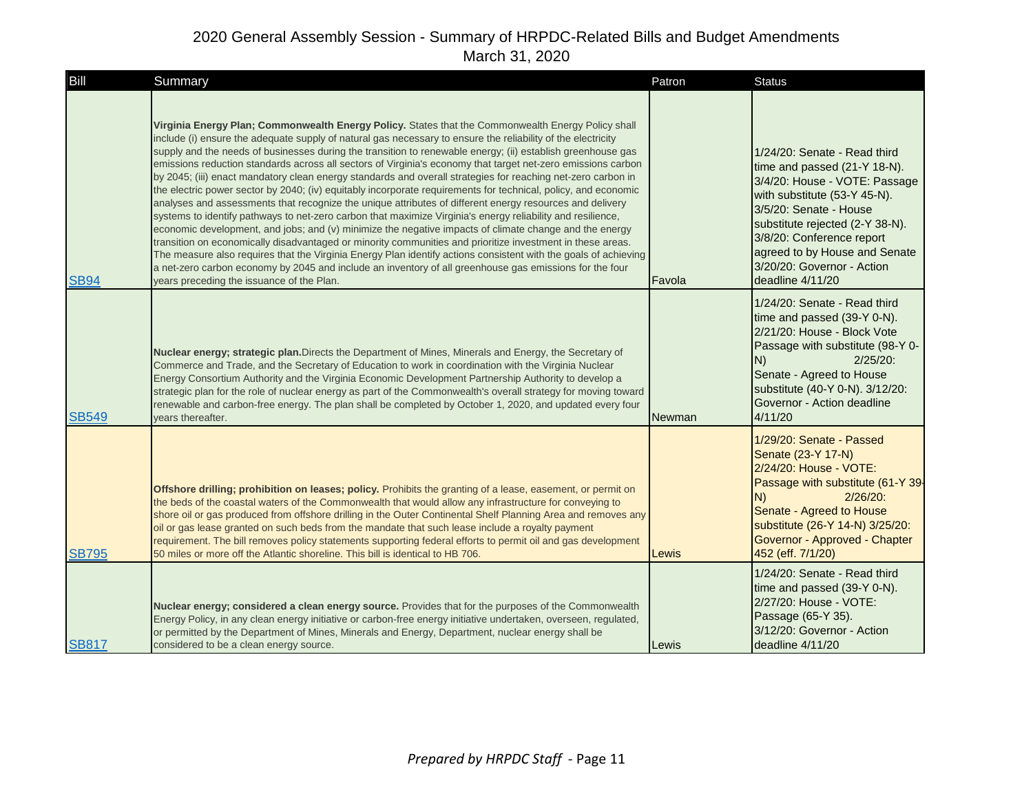# 2020 General Assembly Session - Summary of HRPDC-Related Bills and Budget Amendments

March 31, 2020

| Bill | Summary | Patron | Status |
| --- | --- | --- | --- |
| SB94 | **Virginia Energy Plan; Commonwealth Energy Policy.** States that the Commonwealth Energy Policy shall include (i) ensure the adequate supply of natural gas necessary to ensure the reliability of the electricity supply and the needs of businesses during the transition to renewable energy; (ii) establish greenhouse gas emissions reduction standards across all sectors of Virginia's economy that target net-zero emissions carbon by 2045; (iii) enact mandatory clean energy standards and overall strategies for reaching net-zero carbon in the electric power sector by 2040; (iv) equitably incorporate requirements for technical, policy, and economic analyses and assessments that recognize the unique attributes of different energy resources and delivery systems to identify pathways to net-zero carbon that maximize Virginia's energy reliability and resilience, economic development, and jobs; and (v) minimize the negative impacts of climate change and the energy transition on economically disadvantaged or minority communities and prioritize investment in these areas. The measure also requires that the Virginia Energy Plan identify actions consistent with the goals of achieving a net-zero carbon economy by 2045 and include an inventory of all greenhouse gas emissions for the four years preceding the issuance of the Plan. | Favola | 1/24/20: Senate - Read third time and passed (21-Y 18-N). 3/4/20: House - VOTE: Passage with substitute (53-Y 45-N). 3/5/20: Senate - House substitute rejected (2-Y 38-N). 3/8/20: Conference report agreed to by House and Senate 3/20/20: Governor - Action deadline 4/11/20 |
| SB549 | **Nuclear energy; strategic plan.**Directs the Department of Mines, Minerals and Energy, the Secretary of Commerce and Trade, and the Secretary of Education to work in coordination with the Virginia Nuclear Energy Consortium Authority and the Virginia Economic Development Partnership Authority to develop a strategic plan for the role of nuclear energy as part of the Commonwealth's overall strategy for moving toward renewable and carbon-free energy. The plan shall be completed by October 1, 2020, and updated every four years thereafter. | Newman | 1/24/20: Senate - Read third time and passed (39-Y 0-N). 2/21/20: House - Block Vote Passage with substitute (98-Y 0-N) 2/25/20: Senate - Agreed to House substitute (40-Y 0-N). 3/12/20: Governor - Action deadline 4/11/20 |
| SB795 | **Offshore drilling; prohibition on leases; policy.** Prohibits the granting of a lease, easement, or permit on the beds of the coastal waters of the Commonwealth that would allow any infrastructure for conveying to shore oil or gas produced from offshore drilling in the Outer Continental Shelf Planning Area and removes any oil or gas lease granted on such beds from the mandate that such lease include a royalty payment requirement. The bill removes policy statements supporting federal efforts to permit oil and gas development 50 miles or more off the Atlantic shoreline. This bill is identical to HB 706. | Lewis | 1/29/20: Senate - Passed Senate (23-Y 17-N) 2/24/20: House - VOTE: Passage with substitute (61-Y 39-N) 2/26/20: Senate - Agreed to House substitute (26-Y 14-N) 3/25/20: Governor - Approved - Chapter 452 (eff. 7/1/20) |
| SB817 | **Nuclear energy; considered a clean energy source.** Provides that for the purposes of the Commonwealth Energy Policy, in any clean energy initiative or carbon-free energy initiative undertaken, overseen, regulated, or permitted by the Department of Mines, Minerals and Energy, Department, nuclear energy shall be considered to be a clean energy source. | Lewis | 1/24/20: Senate - Read third time and passed (39-Y 0-N). 2/27/20: House - VOTE: Passage (65-Y 35). 3/12/20: Governor - Action deadline 4/11/20 |

*Prepared by HRPDC Staff*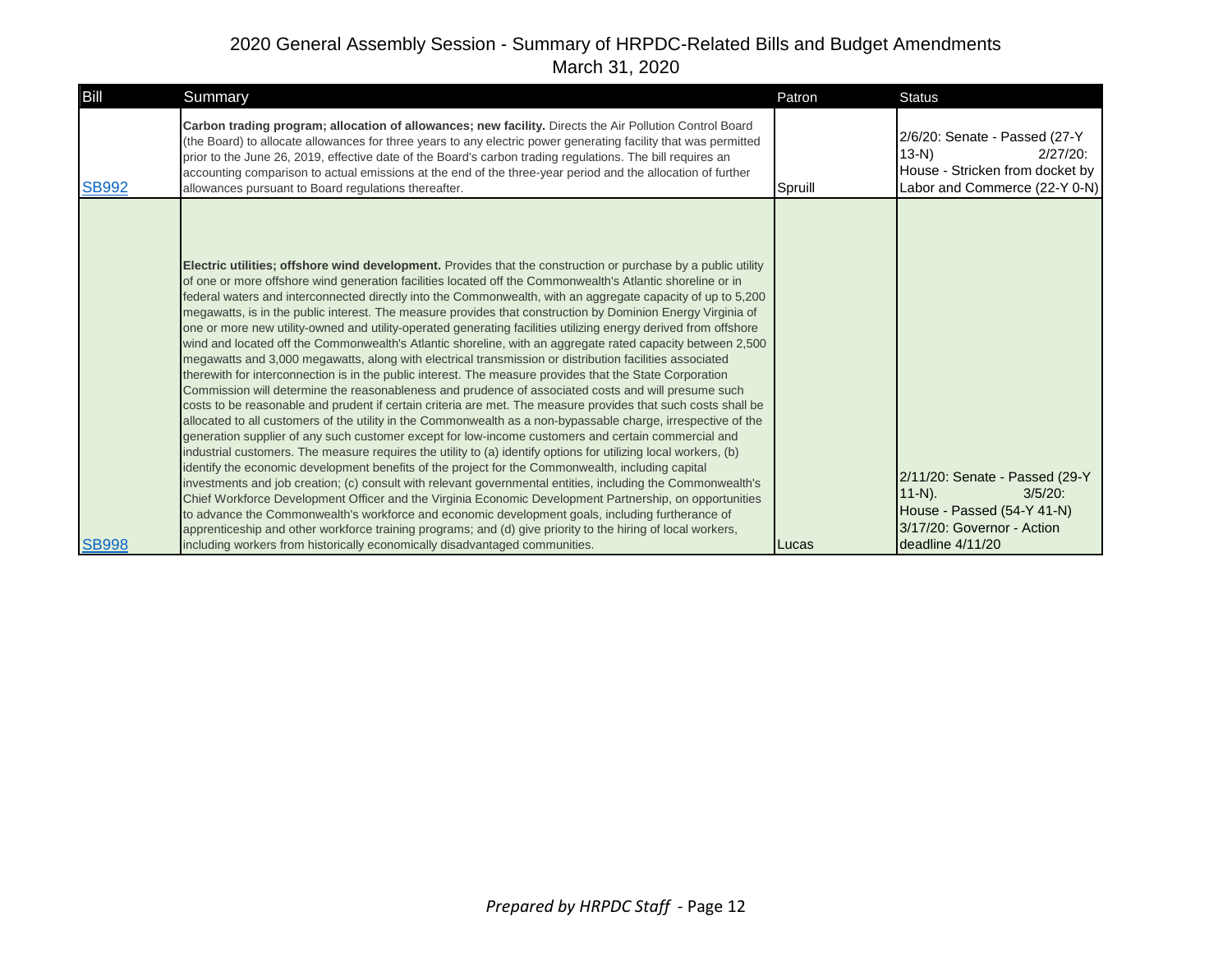# 2020 General Assembly Session - Summary of HRPDC-Related Bills and Budget Amendments
March 31, 2020

| Bill | Summary | Patron | Status |
|---|---|---|---|
| SB992 | **Carbon trading program; allocation of allowances; new facility.** Directs the Air Pollution Control Board (the Board) to allocate allowances for three years to any electric power generating facility that was permitted prior to the June 26, 2019, effective date of the Board's carbon trading regulations. The bill requires an accounting comparison to actual emissions at the end of the three-year period and the allocation of further allowances pursuant to Board regulations thereafter. | Spruill | 2/6/20: Senate - Passed (27-Y 13-N) 2/27/20: House - Stricken from docket by Labor and Commerce (22-Y 0-N) |
| SB998 | **Electric utilities; offshore wind development.** Provides that the construction or purchase by a public utility of one or more offshore wind generation facilities located off the Commonwealth's Atlantic shoreline or in federal waters and interconnected directly into the Commonwealth, with an aggregate capacity of up to 5,200 megawatts, is in the public interest. The measure provides that construction by Dominion Energy Virginia of one or more new utility-owned and utility-operated generating facilities utilizing energy derived from offshore wind and located off the Commonwealth's Atlantic shoreline, with an aggregate rated capacity between 2,500 megawatts and 3,000 megawatts, along with electrical transmission or distribution facilities associated therewith for interconnection is in the public interest. The measure provides that the State Corporation Commission will determine the reasonableness and prudence of associated costs and will presume such costs to be reasonable and prudent if certain criteria are met. The measure provides that such costs shall be allocated to all customers of the utility in the Commonwealth as a non-bypassable charge, irrespective of the generation supplier of any such customer except for low-income customers and certain commercial and industrial customers. The measure requires the utility to (a) identify options for utilizing local workers, (b) identify the economic development benefits of the project for the Commonwealth, including capital investments and job creation; (c) consult with relevant governmental entities, including the Commonwealth's Chief Workforce Development Officer and the Virginia Economic Development Partnership, on opportunities to advance the Commonwealth's workforce and economic development goals, including furtherance of apprenticeship and other workforce training programs; and (d) give priority to the hiring of local workers, including workers from historically economically disadvantaged communities. | Lucas | 2/11/20: Senate - Passed (29-Y 11-N). 3/5/20: House - Passed (54-Y 41-N) 3/17/20: Governor - Action deadline 4/11/20 |

*Prepared by HRPDC Staff*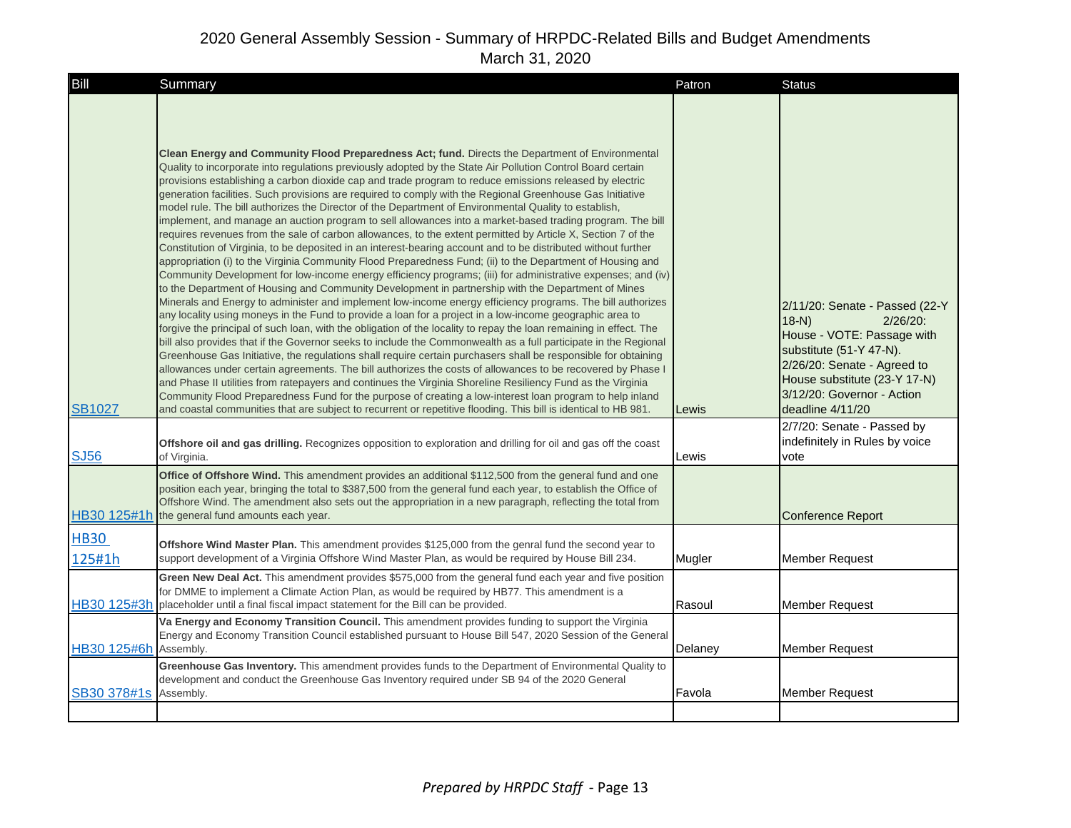# 2020 General Assembly Session - Summary of HRPDC-Related Bills and Budget Amendments

March 31, 2020

| Bill | Summary | Patron | Status |
|---|---|---|---|
| SB1027 | **Clean Energy and Community Flood Preparedness Act; fund.** Directs the Department of Environmental Quality to incorporate into regulations previously adopted by the State Air Pollution Control Board certain provisions establishing a carbon dioxide cap and trade program to reduce emissions released by electric generation facilities. Such provisions are required to comply with the Regional Greenhouse Gas Initiative model rule. The bill authorizes the Director of the Department of Environmental Quality to establish, implement, and manage an auction program to sell allowances into a market-based trading program. The bill requires revenues from the sale of carbon allowances, to the extent permitted by Article X, Section 7 of the Constitution of Virginia, to be deposited in an interest-bearing account and to be distributed without further appropriation (i) to the Virginia Community Flood Preparedness Fund; (ii) to the Department of Housing and Community Development for low-income energy efficiency programs; (iii) for administrative expenses; and (iv) to the Department of Housing and Community Development in partnership with the Department of Mines Minerals and Energy to administer and implement low-income energy efficiency programs. The bill authorizes any locality using moneys in the Fund to provide a loan for a project in a low-income geographic area to forgive the principal of such loan, with the obligation of the locality to repay the loan remaining in effect. The bill also provides that if the Governor seeks to include the Commonwealth as a full participate in the Regional Greenhouse Gas Initiative, the regulations shall require certain purchasers shall be responsible for obtaining allowances under certain agreements. The bill authorizes the costs of allowances to be recovered by Phase I and Phase II utilities from ratepayers and continues the Virginia Shoreline Resiliency Fund as the Virginia Community Flood Preparedness Fund for the purpose of creating a low-interest loan program to help inland and coastal communities that are subject to recurrent or repetitive flooding. This bill is identical to HB 981. | Lewis | 2/11/20: Senate - Passed (22-Y 18-N) 2/26/20: House - VOTE: Passage with substitute (51-Y 47-N). 2/26/20: Senate - Agreed to House substitute (23-Y 17-N) 3/12/20: Governor - Action deadline 4/11/20 |
| SJ56 | **Offshore oil and gas drilling.** Recognizes opposition to exploration and drilling for oil and gas off the coast of Virginia. | Lewis | 2/7/20: Senate - Passed by indefinitely in Rules by voice vote |
| HB30 125#1h | **Office of Offshore Wind.** This amendment provides an additional $112,500 from the general fund and one position each year, bringing the total to $387,500 from the general fund each year, to establish the Office of Offshore Wind. The amendment also sets out the appropriation in a new paragraph, reflecting the total from the general fund amounts each year. | | Conference Report |
| HB30 125#1h | **Offshore Wind Master Plan.** This amendment provides $125,000 from the genral fund the second year to support development of a Virginia Offshore Wind Master Plan, as would be required by House Bill 234. | Mugler | Member Request |
| HB30 125#3h | **Green New Deal Act.** This amendment provides $575,000 from the general fund each year and five position for DMME to implement a Climate Action Plan, as would be required by HB77. This amendment is a placeholder until a final fiscal impact statement for the Bill can be provided. | Rasoul | Member Request |
| HB30 125#6h | **Va Energy and Economy Transition Council.** This amendment provides funding to support the Virginia Energy and Economy Transition Council established pursuant to House Bill 547, 2020 Session of the General Assembly. | Delaney | Member Request |
| SB30 378#1s | **Greenhouse Gas Inventory.** This amendment provides funds to the Department of Environmental Quality to development and conduct the Greenhouse Gas Inventory required under SB 94 of the 2020 General Assembly. | Favola | Member Request |
| | | | |

*Prepared by HRPDC Staff*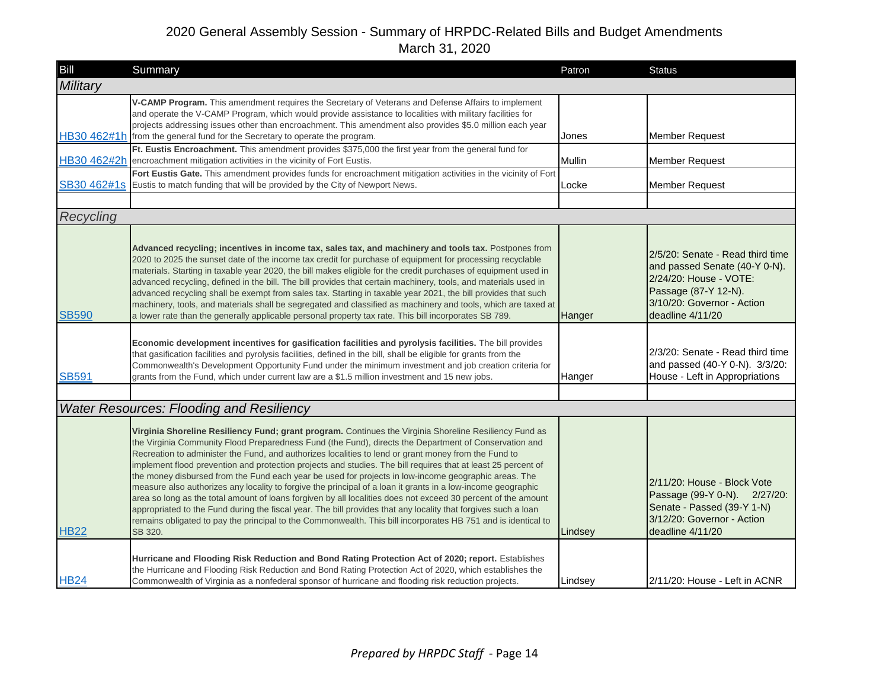# 2020 General Assembly Session - Summary of HRPDC-Related Bills and Budget Amendments
March 31, 2020

| Bill | Summary | Patron | Status |
|---|---|---|---|
| ***Military*** | | | |
| HB30 462#1h | **V-CAMP Program.** This amendment requires the Secretary of Veterans and Defense Affairs to implement and operate the V-CAMP Program, which would provide assistance to localities with military facilities for projects addressing issues other than encroachment. This amendment also provides $5.0 million each year from the general fund for the Secretary to operate the program. | Jones | Member Request |
| HB30 462#2h | **Ft. Eustis Encroachment.** This amendment provides $375,000 the first year from the general fund for encroachment mitigation activities in the vicinity of Fort Eustis. | Mullin | Member Request |
| SB30 462#1s | **Fort Eustis Gate.** This amendment provides funds for encroachment mitigation activities in the vicinity of Fort Eustis to match funding that will be provided by the City of Newport News. | Locke | Member Request |
| | | | |
| ***Recycling*** | | | |
| SB590 | **Advanced recycling; incentives in income tax, sales tax, and machinery and tools tax.** Postpones from 2020 to 2025 the sunset date of the income tax credit for purchase of equipment for processing recyclable materials. Starting in taxable year 2020, the bill makes eligible for the credit purchases of equipment used in advanced recycling, defined in the bill. The bill provides that certain machinery, tools, and materials used in advanced recycling shall be exempt from sales tax. Starting in taxable year 2021, the bill provides that such machinery, tools, and materials shall be segregated and classified as machinery and tools, which are taxed at a lower rate than the generally applicable personal property tax rate. This bill incorporates SB 789. | Hanger | 2/5/20: Senate - Read third time and passed Senate (40-Y 0-N). 2/24/20: House - VOTE: Passage (87-Y 12-N). 3/10/20: Governor - Action deadline 4/11/20 |
| SB591 | **Economic development incentives for gasification facilities and pyrolysis facilities.** The bill provides that gasification facilities and pyrolysis facilities, defined in the bill, shall be eligible for grants from the Commonwealth's Development Opportunity Fund under the minimum investment and job creation criteria for grants from the Fund, which under current law are a $1.5 million investment and 15 new jobs. | Hanger | 2/3/20: Senate - Read third time and passed (40-Y 0-N). 3/3/20: House - Left in Appropriations |
| | | | |
| ***Water Resources: Flooding and Resiliency*** | | | |
| HB22 | **Virginia Shoreline Resiliency Fund; grant program.** Continues the Virginia Shoreline Resiliency Fund as the Virginia Community Flood Preparedness Fund (the Fund), directs the Department of Conservation and Recreation to administer the Fund, and authorizes localities to lend or grant money from the Fund to implement flood prevention and protection projects and studies. The bill requires that at least 25 percent of the money disbursed from the Fund each year be used for projects in low-income geographic areas. The measure also authorizes any locality to forgive the principal of a loan it grants in a low-income geographic area so long as the total amount of loans forgiven by all localities does not exceed 30 percent of the amount appropriated to the Fund during the fiscal year. The bill provides that any locality that forgives such a loan remains obligated to pay the principal to the Commonwealth. This bill incorporates HB 751 and is identical to SB 320. | Lindsey | 2/11/20: House - Block Vote Passage (99-Y 0-N). 2/27/20: Senate - Passed (39-Y 1-N) 3/12/20: Governor - Action deadline 4/11/20 |
| HB24 | **Hurricane and Flooding Risk Reduction and Bond Rating Protection Act of 2020; report.** Establishes the Hurricane and Flooding Risk Reduction and Bond Rating Protection Act of 2020, which establishes the Commonwealth of Virginia as a nonfederal sponsor of hurricane and flooding risk reduction projects. | Lindsey | 2/11/20: House - Left in ACNR |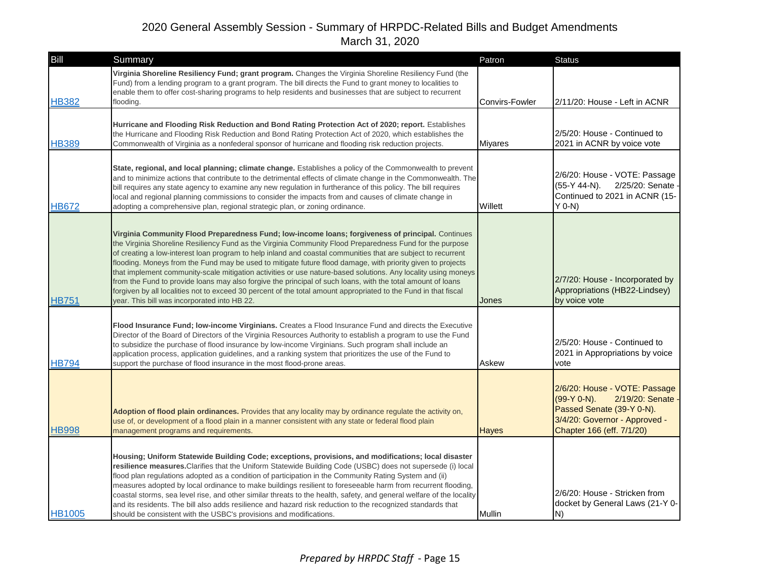# 2020 General Assembly Session - Summary of HRPDC-Related Bills and Budget Amendments
March 31, 2020

| Bill | Summary | Patron | Status |
|---|---|---|---|
| HB382 | **Virginia Shoreline Resiliency Fund; grant program.** Changes the Virginia Shoreline Resiliency Fund (the Fund) from a lending program to a grant program. The bill directs the Fund to grant money to localities to enable them to offer cost-sharing programs to help residents and businesses that are subject to recurrent flooding. | Convirs-Fowler | 2/11/20: House - Left in ACNR |
| HB389 | **Hurricane and Flooding Risk Reduction and Bond Rating Protection Act of 2020; report.** Establishes the Hurricane and Flooding Risk Reduction and Bond Rating Protection Act of 2020, which establishes the Commonwealth of Virginia as a nonfederal sponsor of hurricane and flooding risk reduction projects. | Miyares | 2/5/20: House - Continued to 2021 in ACNR by voice vote |
| HB672 | **State, regional, and local planning; climate change.** Establishes a policy of the Commonwealth to prevent and to minimize actions that contribute to the detrimental effects of climate change in the Commonwealth. The bill requires any state agency to examine any new regulation in furtherance of this policy. The bill requires local and regional planning commissions to consider the impacts from and causes of climate change in adopting a comprehensive plan, regional strategic plan, or zoning ordinance. | Willett | 2/6/20: House - VOTE: Passage (55-Y 44-N). 2/25/20: Senate - Continued to 2021 in ACNR (15-Y 0-N) |
| HB751 | **Virginia Community Flood Preparedness Fund; low-income loans; forgiveness of principal.** Continues the Virginia Shoreline Resiliency Fund as the Virginia Community Flood Preparedness Fund for the purpose of creating a low-interest loan program to help inland and coastal communities that are subject to recurrent flooding. Moneys from the Fund may be used to mitigate future flood damage, with priority given to projects that implement community-scale mitigation activities or use nature-based solutions. Any locality using moneys from the Fund to provide loans may also forgive the principal of such loans, with the total amount of loans forgiven by all localities not to exceed 30 percent of the total amount appropriated to the Fund in that fiscal year. This bill was incorporated into HB 22. | Jones | 2/7/20: House - Incorporated by Appropriations (HB22-Lindsey) by voice vote |
| HB794 | **Flood Insurance Fund; low-income Virginians.** Creates a Flood Insurance Fund and directs the Executive Director of the Board of Directors of the Virginia Resources Authority to establish a program to use the Fund to subsidize the purchase of flood insurance by low-income Virginians. Such program shall include an application process, application guidelines, and a ranking system that prioritizes the use of the Fund to support the purchase of flood insurance in the most flood-prone areas. | Askew | 2/5/20: House - Continued to 2021 in Appropriations by voice vote |
| HB998 | **Adoption of flood plain ordinances.** Provides that any locality may by ordinance regulate the activity on, use of, or development of a flood plain in a manner consistent with any state or federal flood plain management programs and requirements. | Hayes | 2/6/20: House - VOTE: Passage (99-Y 0-N). 2/19/20: Senate - Passed Senate (39-Y 0-N). 3/4/20: Governor - Approved - Chapter 166 (eff. 7/1/20) |
| HB1005 | **Housing; Uniform Statewide Building Code; exceptions, provisions, and modifications; local disaster resilience measures.** Clarifies that the Uniform Statewide Building Code (USBC) does not supersede (i) local flood plan regulations adopted as a condition of participation in the Community Rating System and (ii) measures adopted by local ordinance to make buildings resilient to foreseeable harm from recurrent flooding, coastal storms, sea level rise, and other similar threats to the health, safety, and general welfare of the locality and its residents. The bill also adds resilience and hazard risk reduction to the recognized standards that should be consistent with the USBC's provisions and modifications. | Mullin | 2/6/20: House - Stricken from docket by General Laws (21-Y 0-N) |

*Prepared by HRPDC Staff*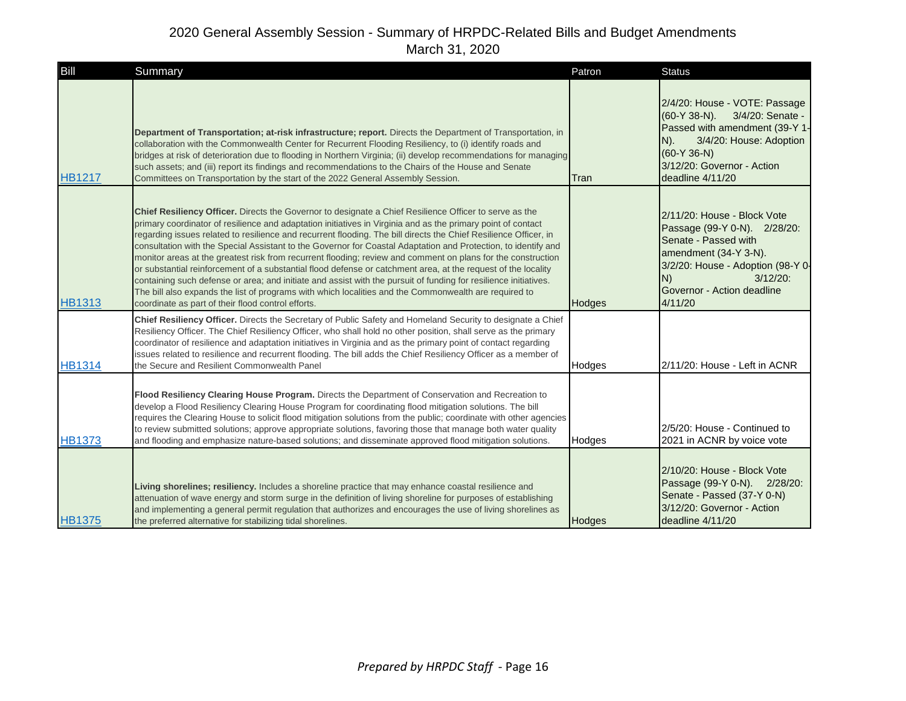# 2020 General Assembly Session - Summary of HRPDC-Related Bills and Budget Amendments

March 31, 2020

| Bill | Summary | Patron | Status |
| --- | --- | --- | --- |
| HB1217 | **Department of Transportation; at-risk infrastructure; report.** Directs the Department of Transportation, in collaboration with the Commonwealth Center for Recurrent Flooding Resiliency, to (i) identify roads and bridges at risk of deterioration due to flooding in Northern Virginia; (ii) develop recommendations for managing such assets; and (iii) report its findings and recommendations to the Chairs of the House and Senate Committees on Transportation by the start of the 2022 General Assembly Session. | Tran | 2/4/20: House - VOTE: Passage (60-Y 38-N). 3/4/20: Senate - Passed with amendment (39-Y 1-N). 3/4/20: House: Adoption (60-Y 36-N) 3/12/20: Governor - Action deadline 4/11/20 |
| HB1313 | **Chief Resiliency Officer.** Directs the Governor to designate a Chief Resilience Officer to serve as the primary coordinator of resilience and adaptation initiatives in Virginia and as the primary point of contact regarding issues related to resilience and recurrent flooding. The bill directs the Chief Resilience Officer, in consultation with the Special Assistant to the Governor for Coastal Adaptation and Protection, to identify and monitor areas at the greatest risk from recurrent flooding; review and comment on plans for the construction or substantial reinforcement of a substantial flood defense or catchment area, at the request of the locality containing such defense or area; and initiate and assist with the pursuit of funding for resilience initiatives. The bill also expands the list of programs with which localities and the Commonwealth are required to coordinate as part of their flood control efforts. | Hodges | 2/11/20: House - Block Vote Passage (99-Y 0-N). 2/28/20: Senate - Passed with amendment (34-Y 3-N). 3/2/20: House - Adoption (98-Y 0-N) 3/12/20: Governor - Action deadline 4/11/20 |
| HB1314 | **Chief Resiliency Officer.** Directs the Secretary of Public Safety and Homeland Security to designate a Chief Resiliency Officer. The Chief Resiliency Officer, who shall hold no other position, shall serve as the primary coordinator of resilience and adaptation initiatives in Virginia and as the primary point of contact regarding issues related to resilience and recurrent flooding. The bill adds the Chief Resiliency Officer as a member of the Secure and Resilient Commonwealth Panel | Hodges | 2/11/20: House - Left in ACNR |
| HB1373 | **Flood Resiliency Clearing House Program.** Directs the Department of Conservation and Recreation to develop a Flood Resiliency Clearing House Program for coordinating flood mitigation solutions. The bill requires the Clearing House to solicit flood mitigation solutions from the public; coordinate with other agencies to review submitted solutions; approve appropriate solutions, favoring those that manage both water quality and flooding and emphasize nature-based solutions; and disseminate approved flood mitigation solutions. | Hodges | 2/5/20: House - Continued to 2021 in ACNR by voice vote |
| HB1375 | **Living shorelines; resiliency.** Includes a shoreline practice that may enhance coastal resilience and attenuation of wave energy and storm surge in the definition of living shoreline for purposes of establishing and implementing a general permit regulation that authorizes and encourages the use of living shorelines as the preferred alternative for stabilizing tidal shorelines. | Hodges | 2/10/20: House - Block Vote Passage (99-Y 0-N). 2/28/20: Senate - Passed (37-Y 0-N) 3/12/20: Governor - Action deadline 4/11/20 |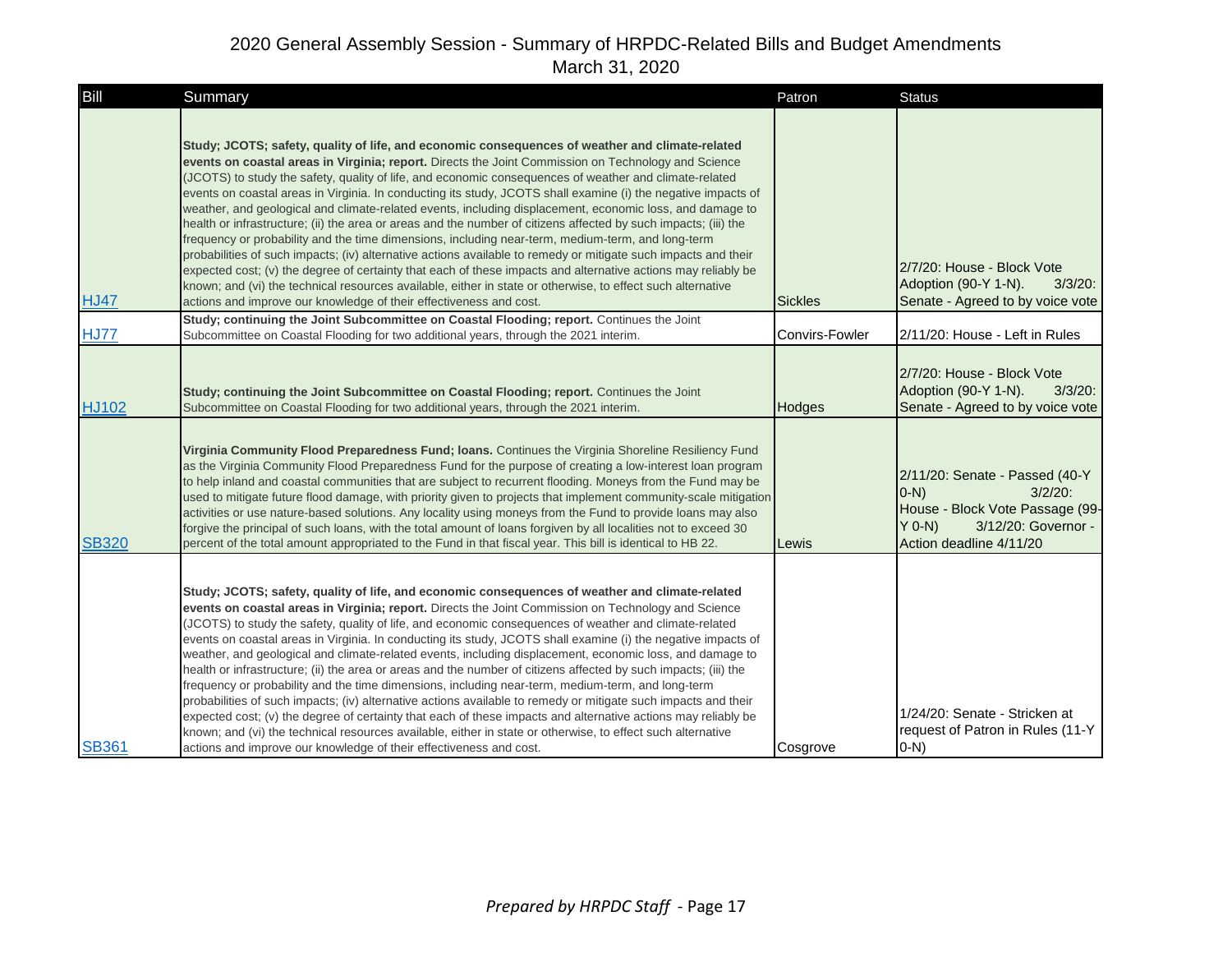# 2020 General Assembly Session - Summary of HRPDC-Related Bills and Budget Amendments
March 31, 2020

| Bill | Summary | Patron | Status |
|---|---|---|---|
| HJ47 | **Study; JCOTS; safety, quality of life, and economic consequences of weather and climate-related events on coastal areas in Virginia; report.** Directs the Joint Commission on Technology and Science (JCOTS) to study the safety, quality of life, and economic consequences of weather and climate-related events on coastal areas in Virginia. In conducting its study, JCOTS shall examine (i) the negative impacts of weather, and geological and climate-related events, including displacement, economic loss, and damage to health or infrastructure; (ii) the area or areas and the number of citizens affected by such impacts; (iii) the frequency or probability and the time dimensions, including near-term, medium-term, and long-term probabilities of such impacts; (iv) alternative actions available to remedy or mitigate such impacts and their expected cost; (v) the degree of certainty that each of these impacts and alternative actions may reliably be known; and (vi) the technical resources available, either in state or otherwise, to effect such alternative actions and improve our knowledge of their effectiveness and cost. | Sickles | 2/7/20: House - Block Vote Adoption (90-Y 1-N). 3/3/20: Senate - Agreed to by voice vote |
| HJ77 | **Study; continuing the Joint Subcommittee on Coastal Flooding; report.** Continues the Joint Subcommittee on Coastal Flooding for two additional years, through the 2021 interim. | Convirs-Fowler | 2/11/20: House - Left in Rules |
| HJ102 | **Study; continuing the Joint Subcommittee on Coastal Flooding; report.** Continues the Joint Subcommittee on Coastal Flooding for two additional years, through the 2021 interim. | Hodges | 2/7/20: House - Block Vote Adoption (90-Y 1-N). 3/3/20: Senate - Agreed to by voice vote |
| SB320 | **Virginia Community Flood Preparedness Fund; loans.** Continues the Virginia Shoreline Resiliency Fund as the Virginia Community Flood Preparedness Fund for the purpose of creating a low-interest loan program to help inland and coastal communities that are subject to recurrent flooding. Moneys from the Fund may be used to mitigate future flood damage, with priority given to projects that implement community-scale mitigation activities or use nature-based solutions. Any locality using moneys from the Fund to provide loans may also forgive the principal of such loans, with the total amount of loans forgiven by all localities not to exceed 30 percent of the total amount appropriated to the Fund in that fiscal year. This bill is identical to HB 22. | Lewis | 2/11/20: Senate - Passed (40-Y 0-N) 3/2/20: House - Block Vote Passage (99-Y 0-N) 3/12/20: Governor - Action deadline 4/11/20 |
| SB361 | **Study; JCOTS; safety, quality of life, and economic consequences of weather and climate-related events on coastal areas in Virginia; report.** Directs the Joint Commission on Technology and Science (JCOTS) to study the safety, quality of life, and economic consequences of weather and climate-related events on coastal areas in Virginia. In conducting its study, JCOTS shall examine (i) the negative impacts of weather, and geological and climate-related events, including displacement, economic loss, and damage to health or infrastructure; (ii) the area or areas and the number of citizens affected by such impacts; (iii) the frequency or probability and the time dimensions, including near-term, medium-term, and long-term probabilities of such impacts; (iv) alternative actions available to remedy or mitigate such impacts and their expected cost; (v) the degree of certainty that each of these impacts and alternative actions may reliably be known; and (vi) the technical resources available, either in state or otherwise, to effect such alternative actions and improve our knowledge of their effectiveness and cost. | Cosgrove | 1/24/20: Senate - Stricken at request of Patron in Rules (11-Y 0-N) |

*Prepared by HRPDC Staff* - Page 17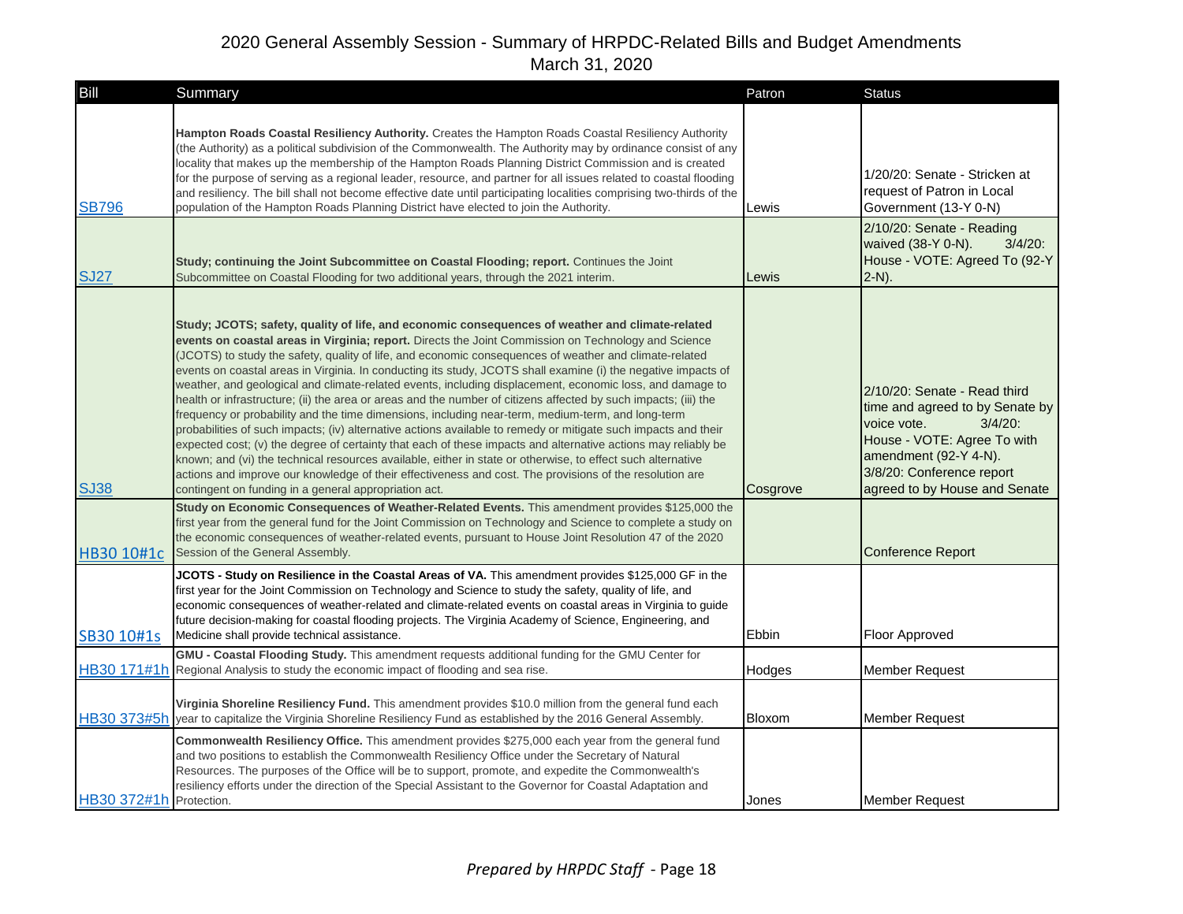# 2020 General Assembly Session - Summary of HRPDC-Related Bills and Budget Amendments

March 31, 2020

| Bill | Summary | Patron | Status |
|---|---|---|---|
| SB796 | **Hampton Roads Coastal Resiliency Authority.** Creates the Hampton Roads Coastal Resiliency Authority (the Authority) as a political subdivision of the Commonwealth. The Authority may by ordinance consist of any locality that makes up the membership of the Hampton Roads Planning District Commission and is created for the purpose of serving as a regional leader, resource, and partner for all issues related to coastal flooding and resiliency. The bill shall not become effective date until participating localities comprising two-thirds of the population of the Hampton Roads Planning District have elected to join the Authority. | Lewis | 1/20/20: Senate - Stricken at request of Patron in Local Government (13-Y 0-N) |
| SJ27 | **Study; continuing the Joint Subcommittee on Coastal Flooding; report.** Continues the Joint Subcommittee on Coastal Flooding for two additional years, through the 2021 interim. | Lewis | 2/10/20: Senate - Reading waived (38-Y 0-N). 3/4/20: House - VOTE: Agreed To (92-Y 2-N). |
| SJ38 | **Study; JCOTS; safety, quality of life, and economic consequences of weather and climate-related events on coastal areas in Virginia; report.** Directs the Joint Commission on Technology and Science (JCOTS) to study the safety, quality of life, and economic consequences of weather and climate-related events on coastal areas in Virginia. In conducting its study, JCOTS shall examine (i) the negative impacts of weather, and geological and climate-related events, including displacement, economic loss, and damage to health or infrastructure; (ii) the area or areas and the number of citizens affected by such impacts; (iii) the frequency or probability and the time dimensions, including near-term, medium-term, and long-term probabilities of such impacts; (iv) alternative actions available to remedy or mitigate such impacts and their expected cost; (v) the degree of certainty that each of these impacts and alternative actions may reliably be known; and (vi) the technical resources available, either in state or otherwise, to effect such alternative actions and improve our knowledge of their effectiveness and cost. The provisions of the resolution are contingent on funding in a general appropriation act. | Cosgrove | 2/10/20: Senate - Read third time and agreed to by Senate by voice vote. 3/4/20: House - VOTE: Agree To with amendment (92-Y 4-N). 3/8/20: Conference report agreed to by House and Senate |
| HB30 10#1c | **Study on Economic Consequences of Weather-Related Events.** This amendment provides $125,000 the first year from the general fund for the Joint Commission on Technology and Science to complete a study on the economic consequences of weather-related events, pursuant to House Joint Resolution 47 of the 2020 Session of the General Assembly. | | Conference Report |
| SB30 10#1s | **JCOTS - Study on Resilience in the Coastal Areas of VA.** This amendment provides $125,000 GF in the first year for the Joint Commission on Technology and Science to study the safety, quality of life, and economic consequences of weather-related and climate-related events on coastal areas in Virginia to guide future decision-making for coastal flooding projects. The Virginia Academy of Science, Engineering, and Medicine shall provide technical assistance. | Ebbin | Floor Approved |
| HB30 171#1h | **GMU - Coastal Flooding Study.** This amendment requests additional funding for the GMU Center for Regional Analysis to study the economic impact of flooding and sea rise. | Hodges | Member Request |
| HB30 373#5h | **Virginia Shoreline Resiliency Fund.** This amendment provides $10.0 million from the general fund each year to capitalize the Virginia Shoreline Resiliency Fund as established by the 2016 General Assembly. | Bloxom | Member Request |
| HB30 372#1h | **Commonwealth Resiliency Office.** This amendment provides $275,000 each year from the general fund and two positions to establish the Commonwealth Resiliency Office under the Secretary of Natural Resources. The purposes of the Office will be to support, promote, and expedite the Commonwealth's resiliency efforts under the direction of the Special Assistant to the Governor for Coastal Adaptation and Protection. | Jones | Member Request |

*Prepared by HRPDC Staff* - Page 18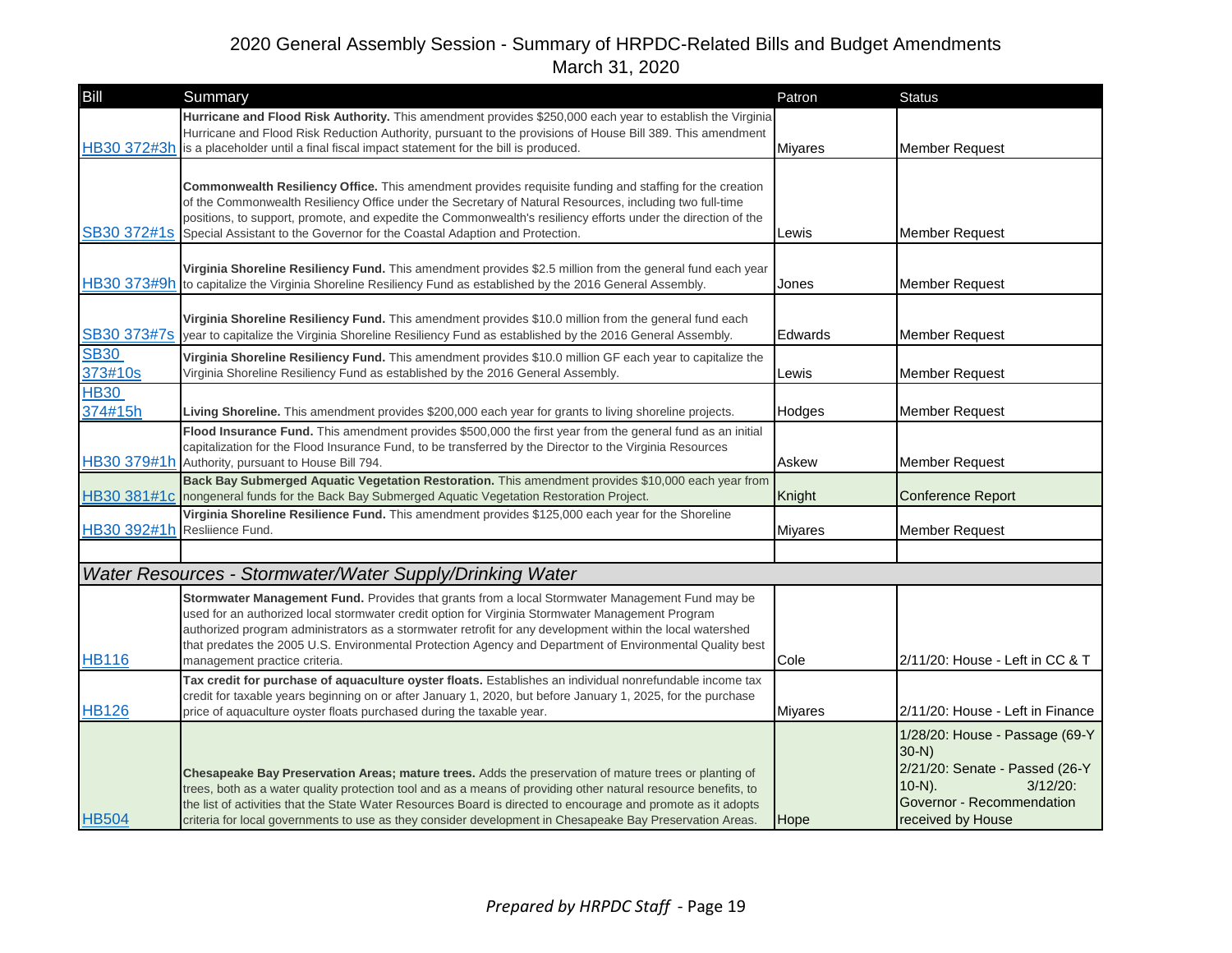# 2020 General Assembly Session - Summary of HRPDC-Related Bills and Budget Amendments

March 31, 2020

| Bill | Summary | Patron | Status |
|---|---|---|---|
| HB30 372#3h | **Hurricane and Flood Risk Authority.** This amendment provides $250,000 each year to establish the Virginia Hurricane and Flood Risk Reduction Authority, pursuant to the provisions of House Bill 389. This amendment is a placeholder until a final fiscal impact statement for the bill is produced. | Miyares | Member Request |
| SB30 372#1s | **Commonwealth Resiliency Office.** This amendment provides requisite funding and staffing for the creation of the Commonwealth Resiliency Office under the Secretary of Natural Resources, including two full-time positions, to support, promote, and expedite the Commonwealth's resiliency efforts under the direction of the Special Assistant to the Governor for the Coastal Adaption and Protection. | Lewis | Member Request |
| HB30 373#9h | **Virginia Shoreline Resiliency Fund.** This amendment provides $2.5 million from the general fund each year to capitalize the Virginia Shoreline Resiliency Fund as established by the 2016 General Assembly. | Jones | Member Request |
| SB30 373#7s | **Virginia Shoreline Resiliency Fund.** This amendment provides $10.0 million from the general fund each year to capitalize the Virginia Shoreline Resiliency Fund as established by the 2016 General Assembly. | Edwards | Member Request |
| SB30 373#10s | **Virginia Shoreline Resiliency Fund.** This amendment provides $10.0 million GF each year to capitalize the Virginia Shoreline Resiliency Fund as established by the 2016 General Assembly. | Lewis | Member Request |
| HB30 374#15h | **Living Shoreline.** This amendment provides $200,000 each year for grants to living shoreline projects. | Hodges | Member Request |
| HB30 379#1h | **Flood Insurance Fund.** This amendment provides $500,000 the first year from the general fund as an initial capitalization for the Flood Insurance Fund, to be transferred by the Director to the Virginia Resources Authority, pursuant to House Bill 794. | Askew | Member Request |
| HB30 381#1c | **Back Bay Submerged Aquatic Vegetation Restoration.** This amendment provides $10,000 each year from nongeneral funds for the Back Bay Submerged Aquatic Vegetation Restoration Project. | Knight | Conference Report |
| HB30 392#1h | **Virginia Shoreline Resilience Fund.** This amendment provides $125,000 each year for the Shoreline Resliience Fund. | Miyares | Member Request |
| | | | |
| ***Water Resources - Stormwater/Water Supply/Drinking Water*** | | | |
| HB116 | **Stormwater Management Fund.** Provides that grants from a local Stormwater Management Fund may be used for an authorized local stormwater credit option for Virginia Stormwater Management Program authorized program administrators as a stormwater retrofit for any development within the local watershed that predates the 2005 U.S. Environmental Protection Agency and Department of Environmental Quality best management practice criteria. | Cole | 2/11/20: House - Left in CC & T |
| HB126 | **Tax credit for purchase of aquaculture oyster floats.** Establishes an individual nonrefundable income tax credit for taxable years beginning on or after January 1, 2020, but before January 1, 2025, for the purchase price of aquaculture oyster floats purchased during the taxable year. | Miyares | 2/11/20: House - Left in Finance |
| HB504 | **Chesapeake Bay Preservation Areas; mature trees.** Adds the preservation of mature trees or planting of trees, both as a water quality protection tool and as a means of providing other natural resource benefits, to the list of activities that the State Water Resources Board is directed to encourage and promote as it adopts criteria for local governments to use as they consider development in Chesapeake Bay Preservation Areas. | Hope | 1/28/20: House - Passage (69-Y 30-N) 2/21/20: Senate - Passed (26-Y 10-N). 3/12/20: Governor - Recommendation received by House |

*Prepared by HRPDC Staff* - Page 19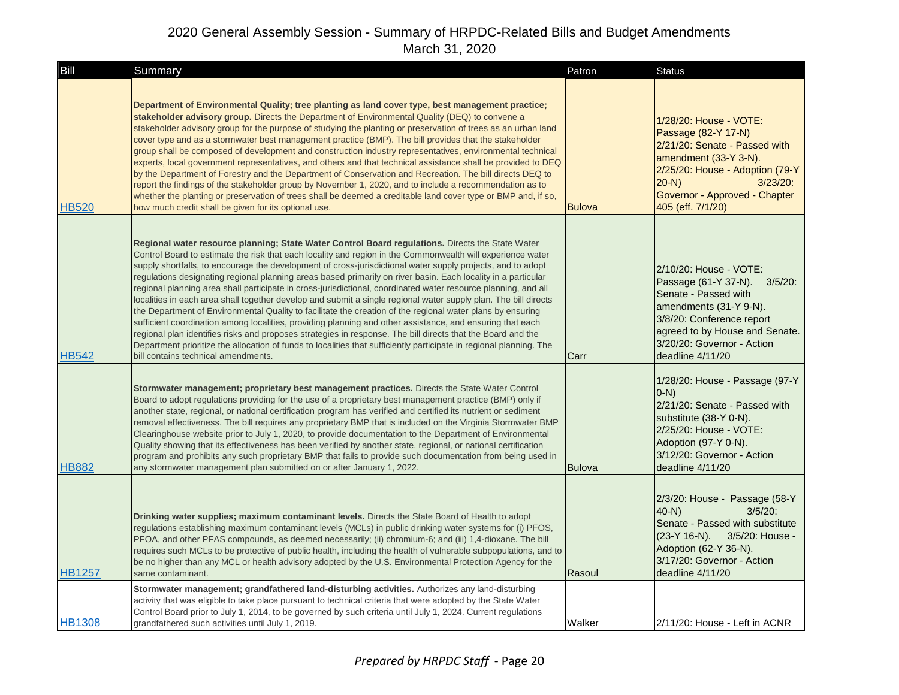# 2020 General Assembly Session - Summary of HRPDC-Related Bills and Budget Amendments
March 31, 2020

| Bill | Summary | Patron | Status |
|---|---|---|---|
| HB520 | **Department of Environmental Quality; tree planting as land cover type, best management practice; stakeholder advisory group.** Directs the Department of Environmental Quality (DEQ) to convene a stakeholder advisory group for the purpose of studying the planting or preservation of trees as an urban land cover type and as a stormwater best management practice (BMP). The bill provides that the stakeholder group shall be composed of development and construction industry representatives, environmental technical experts, local government representatives, and others and that technical assistance shall be provided to DEQ by the Department of Forestry and the Department of Conservation and Recreation. The bill directs DEQ to report the findings of the stakeholder group by November 1, 2020, and to include a recommendation as to whether the planting or preservation of trees shall be deemed a creditable land cover type or BMP and, if so, how much credit shall be given for its optional use. | Bulova | 1/28/20: House - VOTE: Passage (82-Y 17-N) 2/21/20: Senate - Passed with amendment (33-Y 3-N). 2/25/20: House - Adoption (79-Y 20-N) 3/23/20: Governor - Approved - Chapter 405 (eff. 7/1/20) |
| HB542 | **Regional water resource planning; State Water Control Board regulations.** Directs the State Water Control Board to estimate the risk that each locality and region in the Commonwealth will experience water supply shortfalls, to encourage the development of cross-jurisdictional water supply projects, and to adopt regulations designating regional planning areas based primarily on river basin. Each locality in a particular regional planning area shall participate in cross-jurisdictional, coordinated water resource planning, and all localities in each area shall together develop and submit a single regional water supply plan. The bill directs the Department of Environmental Quality to facilitate the creation of the regional water plans by ensuring sufficient coordination among localities, providing planning and other assistance, and ensuring that each regional plan identifies risks and proposes strategies in response. The bill directs that the Board and the Department prioritize the allocation of funds to localities that sufficiently participate in regional planning. The bill contains technical amendments. | Carr | 2/10/20: House - VOTE: Passage (61-Y 37-N). 3/5/20: Senate - Passed with amendments (31-Y 9-N). 3/8/20: Conference report agreed to by House and Senate. 3/20/20: Governor - Action deadline 4/11/20 |
| HB882 | **Stormwater management; proprietary best management practices.** Directs the State Water Control Board to adopt regulations providing for the use of a proprietary best management practice (BMP) only if another state, regional, or national certification program has verified and certified its nutrient or sediment removal effectiveness. The bill requires any proprietary BMP that is included on the Virginia Stormwater BMP Clearinghouse website prior to July 1, 2020, to provide documentation to the Department of Environmental Quality showing that its effectiveness has been verified by another state, regional, or national certification program and prohibits any such proprietary BMP that fails to provide such documentation from being used in any stormwater management plan submitted on or after January 1, 2022. | Bulova | 1/28/20: House - Passage (97-Y 0-N) 2/21/20: Senate - Passed with substitute (38-Y 0-N). 2/25/20: House - VOTE: Adoption (97-Y 0-N). 3/12/20: Governor - Action deadline 4/11/20 |
| HB1257 | **Drinking water supplies; maximum contaminant levels.** Directs the State Board of Health to adopt regulations establishing maximum contaminant levels (MCLs) in public drinking water systems for (i) PFOS, PFOA, and other PFAS compounds, as deemed necessary; (ii) chromium-6; and (iii) 1,4-dioxane. The bill requires such MCLs to be protective of public health, including the health of vulnerable subpopulations, and to be no higher than any MCL or health advisory adopted by the U.S. Environmental Protection Agency for the same contaminant. | Rasoul | 2/3/20: House - Passage (58-Y 40-N) 3/5/20: Senate - Passed with substitute (23-Y 16-N). 3/5/20: House - Adoption (62-Y 36-N). 3/17/20: Governor - Action deadline 4/11/20 |
| HB1308 | **Stormwater management; grandfathered land-disturbing activities.** Authorizes any land-disturbing activity that was eligible to take place pursuant to technical criteria that were adopted by the State Water Control Board prior to July 1, 2014, to be governed by such criteria until July 1, 2024. Current regulations grandfathered such activities until July 1, 2019. | Walker | 2/11/20: House - Left in ACNR |

*Prepared by HRPDC Staff*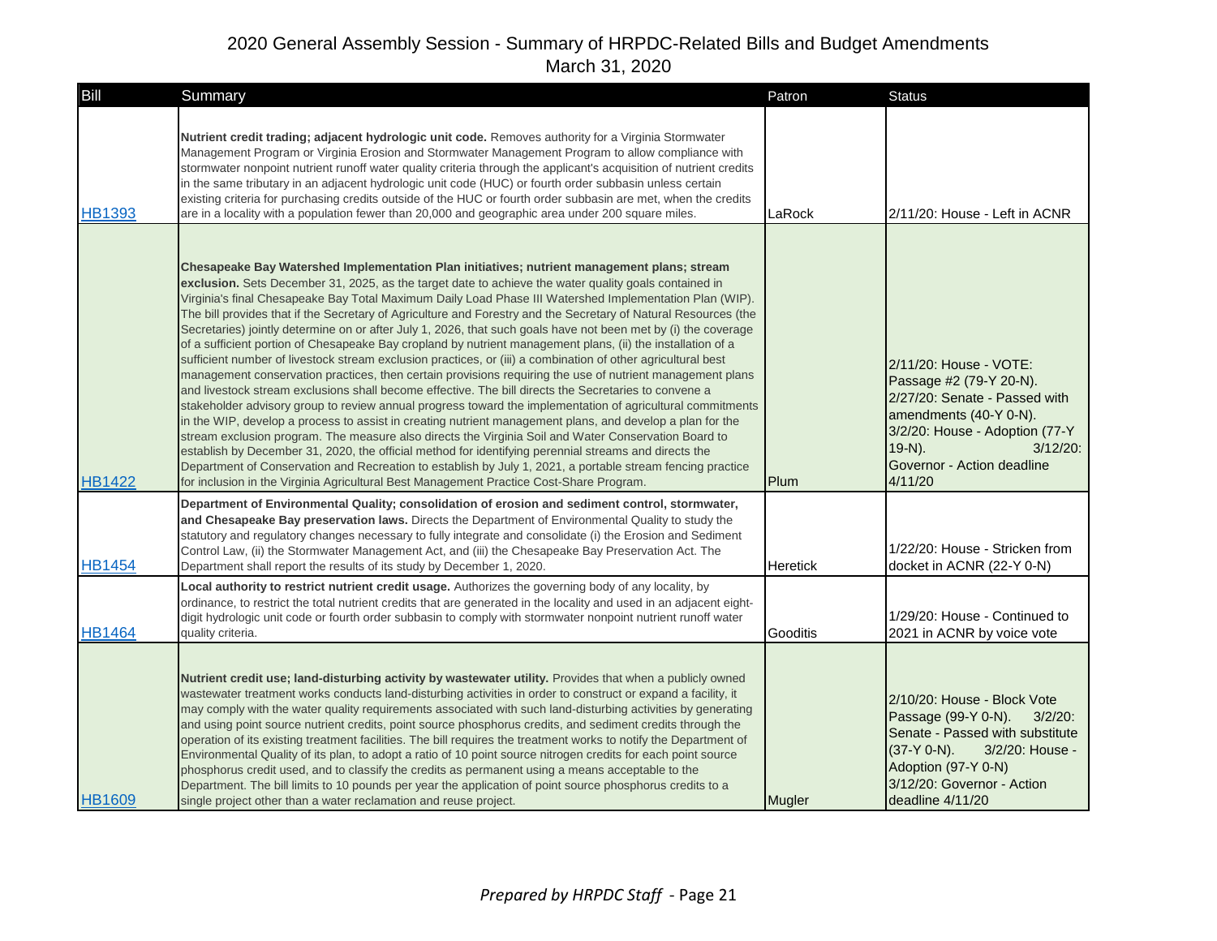# 2020 General Assembly Session - Summary of HRPDC-Related Bills and Budget Amendments

March 31, 2020

| Bill | Summary | Patron | Status |
| --- | --- | --- | --- |
| HB1393 | **Nutrient credit trading; adjacent hydrologic unit code.** Removes authority for a Virginia Stormwater Management Program or Virginia Erosion and Stormwater Management Program to allow compliance with stormwater nonpoint nutrient runoff water quality criteria through the applicant's acquisition of nutrient credits in the same tributary in an adjacent hydrologic unit code (HUC) or fourth order subbasin unless certain existing criteria for purchasing credits outside of the HUC or fourth order subbasin are met, when the credits are in a locality with a population fewer than 20,000 and geographic area under 200 square miles. | LaRock | 2/11/20: House - Left in ACNR |
| HB1422 | **Chesapeake Bay Watershed Implementation Plan initiatives; nutrient management plans; stream exclusion.** Sets December 31, 2025, as the target date to achieve the water quality goals contained in Virginia's final Chesapeake Bay Total Maximum Daily Load Phase III Watershed Implementation Plan (WIP). The bill provides that if the Secretary of Agriculture and Forestry and the Secretary of Natural Resources (the Secretaries) jointly determine on or after July 1, 2026, that such goals have not been met by (i) the coverage of a sufficient portion of Chesapeake Bay cropland by nutrient management plans, (ii) the installation of a sufficient number of livestock stream exclusion practices, or (iii) a combination of other agricultural best management conservation practices, then certain provisions requiring the use of nutrient management plans and livestock stream exclusions shall become effective. The bill directs the Secretaries to convene a stakeholder advisory group to review annual progress toward the implementation of agricultural commitments in the WIP, develop a process to assist in creating nutrient management plans, and develop a plan for the stream exclusion program. The measure also directs the Virginia Soil and Water Conservation Board to establish by December 31, 2020, the official method for identifying perennial streams and directs the Department of Conservation and Recreation to establish by July 1, 2021, a portable stream fencing practice for inclusion in the Virginia Agricultural Best Management Practice Cost-Share Program. | Plum | 2/11/20: House - VOTE: Passage #2 (79-Y 20-N). 2/27/20: Senate - Passed with amendments (40-Y 0-N). 3/2/20: House - Adoption (77-Y 19-N). 3/12/20: Governor - Action deadline 4/11/20 |
| HB1454 | **Department of Environmental Quality; consolidation of erosion and sediment control, stormwater, and Chesapeake Bay preservation laws.** Directs the Department of Environmental Quality to study the statutory and regulatory changes necessary to fully integrate and consolidate (i) the Erosion and Sediment Control Law, (ii) the Stormwater Management Act, and (iii) the Chesapeake Bay Preservation Act. The Department shall report the results of its study by December 1, 2020. | Heretick | 1/22/20: House - Stricken from docket in ACNR (22-Y 0-N) |
| HB1464 | **Local authority to restrict nutrient credit usage.** Authorizes the governing body of any locality, by ordinance, to restrict the total nutrient credits that are generated in the locality and used in an adjacent eight-digit hydrologic unit code or fourth order subbasin to comply with stormwater nonpoint nutrient runoff water quality criteria. | Gooditis | 1/29/20: House - Continued to 2021 in ACNR by voice vote |
| HB1609 | **Nutrient credit use; land-disturbing activity by wastewater utility.** Provides that when a publicly owned wastewater treatment works conducts land-disturbing activities in order to construct or expand a facility, it may comply with the water quality requirements associated with such land-disturbing activities by generating and using point source nutrient credits, point source phosphorus credits, and sediment credits through the operation of its existing treatment facilities. The bill requires the treatment works to notify the Department of Environmental Quality of its plan, to adopt a ratio of 10 point source nitrogen credits for each point source phosphorus credit used, and to classify the credits as permanent using a means acceptable to the Department. The bill limits to 10 pounds per year the application of point source phosphorus credits to a single project other than a water reclamation and reuse project. | Mugler | 2/10/20: House - Block Vote Passage (99-Y 0-N). 3/2/20: Senate - Passed with substitute (37-Y 0-N). 3/2/20: House - Adoption (97-Y 0-N) 3/12/20: Governor - Action deadline 4/11/20 |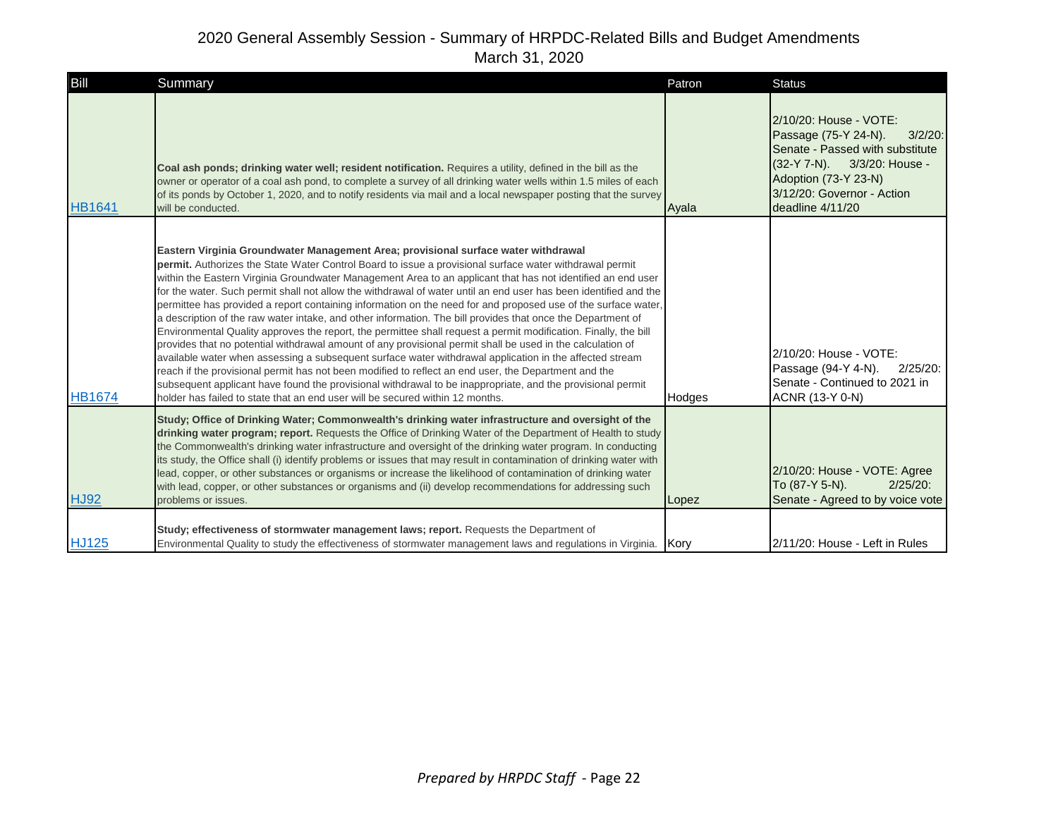# 2020 General Assembly Session - Summary of HRPDC-Related Bills and Budget Amendments

March 31, 2020

| Bill | Summary | Patron | Status |
|---|---|---|---|
| HB1641 | **Coal ash ponds; drinking water well; resident notification.** Requires a utility, defined in the bill as the owner or operator of a coal ash pond, to complete a survey of all drinking water wells within 1.5 miles of each of its ponds by October 1, 2020, and to notify residents via mail and a local newspaper posting that the survey will be conducted. | Ayala | 2/10/20: House - VOTE: Passage (75-Y 24-N). 3/2/20: Senate - Passed with substitute (32-Y 7-N). 3/3/20: House - Adoption (73-Y 23-N) 3/12/20: Governor - Action deadline 4/11/20 |
| HB1674 | **Eastern Virginia Groundwater Management Area; provisional surface water withdrawal permit.** Authorizes the State Water Control Board to issue a provisional surface water withdrawal permit within the Eastern Virginia Groundwater Management Area to an applicant that has not identified an end user for the water. Such permit shall not allow the withdrawal of water until an end user has been identified and the permittee has provided a report containing information on the need for and proposed use of the surface water, a description of the raw water intake, and other information. The bill provides that once the Department of Environmental Quality approves the report, the permittee shall request a permit modification. Finally, the bill provides that no potential withdrawal amount of any provisional permit shall be used in the calculation of available water when assessing a subsequent surface water withdrawal application in the affected stream reach if the provisional permit has not been modified to reflect an end user, the Department and the subsequent applicant have found the provisional withdrawal to be inappropriate, and the provisional permit holder has failed to state that an end user will be secured within 12 months. | Hodges | 2/10/20: House - VOTE: Passage (94-Y 4-N). 2/25/20: Senate - Continued to 2021 in ACNR (13-Y 0-N) |
| HJ92 | **Study; Office of Drinking Water; Commonwealth's drinking water infrastructure and oversight of the drinking water program; report.** Requests the Office of Drinking Water of the Department of Health to study the Commonwealth's drinking water infrastructure and oversight of the drinking water program. In conducting its study, the Office shall (i) identify problems or issues that may result in contamination of drinking water with lead, copper, or other substances or organisms or increase the likelihood of contamination of drinking water with lead, copper, or other substances or organisms and (ii) develop recommendations for addressing such problems or issues. | Lopez | 2/10/20: House - VOTE: Agree To (87-Y 5-N). 2/25/20: Senate - Agreed to by voice vote |
| HJ125 | **Study; effectiveness of stormwater management laws; report.** Requests the Department of Environmental Quality to study the effectiveness of stormwater management laws and regulations in Virginia. | Kory | 2/11/20: House - Left in Rules |

*Prepared by HRPDC Staff* - Page 22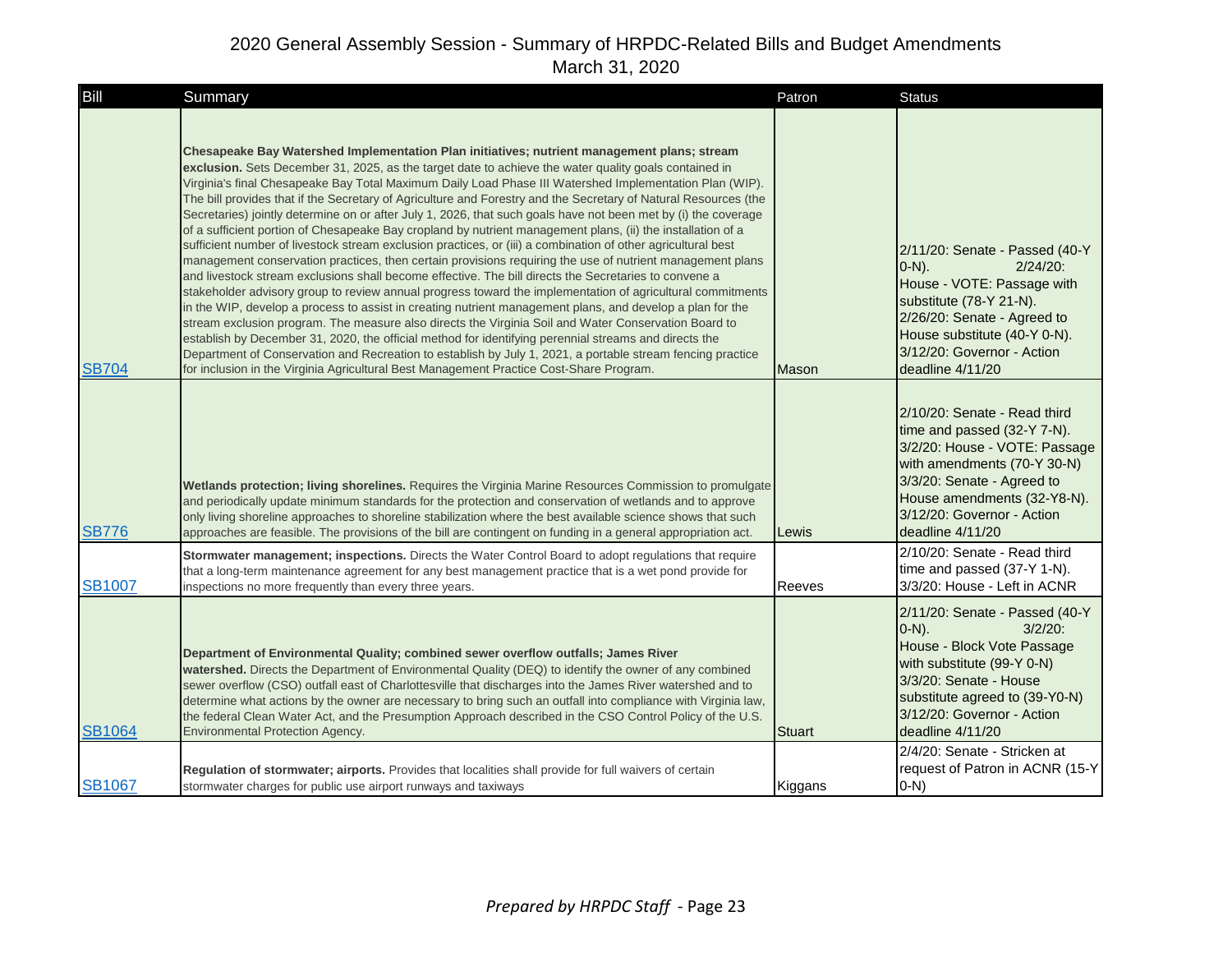# 2020 General Assembly Session - Summary of HRPDC-Related Bills and Budget Amendments

March 31, 2020

| Bill | Summary | Patron | Status |
| --- | --- | --- | --- |
| SB704 | **Chesapeake Bay Watershed Implementation Plan initiatives; nutrient management plans; stream exclusion.** Sets December 31, 2025, as the target date to achieve the water quality goals contained in Virginia's final Chesapeake Bay Total Maximum Daily Load Phase III Watershed Implementation Plan (WIP). The bill provides that if the Secretary of Agriculture and Forestry and the Secretary of Natural Resources (the Secretaries) jointly determine on or after July 1, 2026, that such goals have not been met by (i) the coverage of a sufficient portion of Chesapeake Bay cropland by nutrient management plans, (ii) the installation of a sufficient number of livestock stream exclusion practices, or (iii) a combination of other agricultural best management conservation practices, then certain provisions requiring the use of nutrient management plans and livestock stream exclusions shall become effective. The bill directs the Secretaries to convene a stakeholder advisory group to review annual progress toward the implementation of agricultural commitments in the WIP, develop a process to assist in creating nutrient management plans, and develop a plan for the stream exclusion program. The measure also directs the Virginia Soil and Water Conservation Board to establish by December 31, 2020, the official method for identifying perennial streams and directs the Department of Conservation and Recreation to establish by July 1, 2021, a portable stream fencing practice for inclusion in the Virginia Agricultural Best Management Practice Cost-Share Program. | Mason | 2/11/20: Senate - Passed (40-Y 0-N). 2/24/20: House - VOTE: Passage with substitute (78-Y 21-N). 2/26/20: Senate - Agreed to House substitute (40-Y 0-N). 3/12/20: Governor - Action deadline 4/11/20 |
| SB776 | **Wetlands protection; living shorelines.** Requires the Virginia Marine Resources Commission to promulgate and periodically update minimum standards for the protection and conservation of wetlands and to approve only living shoreline approaches to shoreline stabilization where the best available science shows that such approaches are feasible. The provisions of the bill are contingent on funding in a general appropriation act. | Lewis | 2/10/20: Senate - Read third time and passed (32-Y 7-N). 3/2/20: House - VOTE: Passage with amendments (70-Y 30-N) 3/3/20: Senate - Agreed to House amendments (32-Y8-N). 3/12/20: Governor - Action deadline 4/11/20 |
| SB1007 | **Stormwater management; inspections.** Directs the Water Control Board to adopt regulations that require that a long-term maintenance agreement for any best management practice that is a wet pond provide for inspections no more frequently than every three years. | Reeves | 2/10/20: Senate - Read third time and passed (37-Y 1-N). 3/3/20: House - Left in ACNR |
| SB1064 | **Department of Environmental Quality; combined sewer overflow outfalls; James River watershed.** Directs the Department of Environmental Quality (DEQ) to identify the owner of any combined sewer overflow (CSO) outfall east of Charlottesville that discharges into the James River watershed and to determine what actions by the owner are necessary to bring such an outfall into compliance with Virginia law, the federal Clean Water Act, and the Presumption Approach described in the CSO Control Policy of the U.S. Environmental Protection Agency. | Stuart | 2/11/20: Senate - Passed (40-Y 0-N). 3/2/20: House - Block Vote Passage with substitute (99-Y 0-N) 3/3/20: Senate - House substitute agreed to (39-Y0-N) 3/12/20: Governor - Action deadline 4/11/20 |
| SB1067 | **Regulation of stormwater; airports.** Provides that localities shall provide for full waivers of certain stormwater charges for public use airport runways and taxiways | Kiggans | 2/4/20: Senate - Stricken at request of Patron in ACNR (15-Y 0-N) |

*Prepared by HRPDC Staff*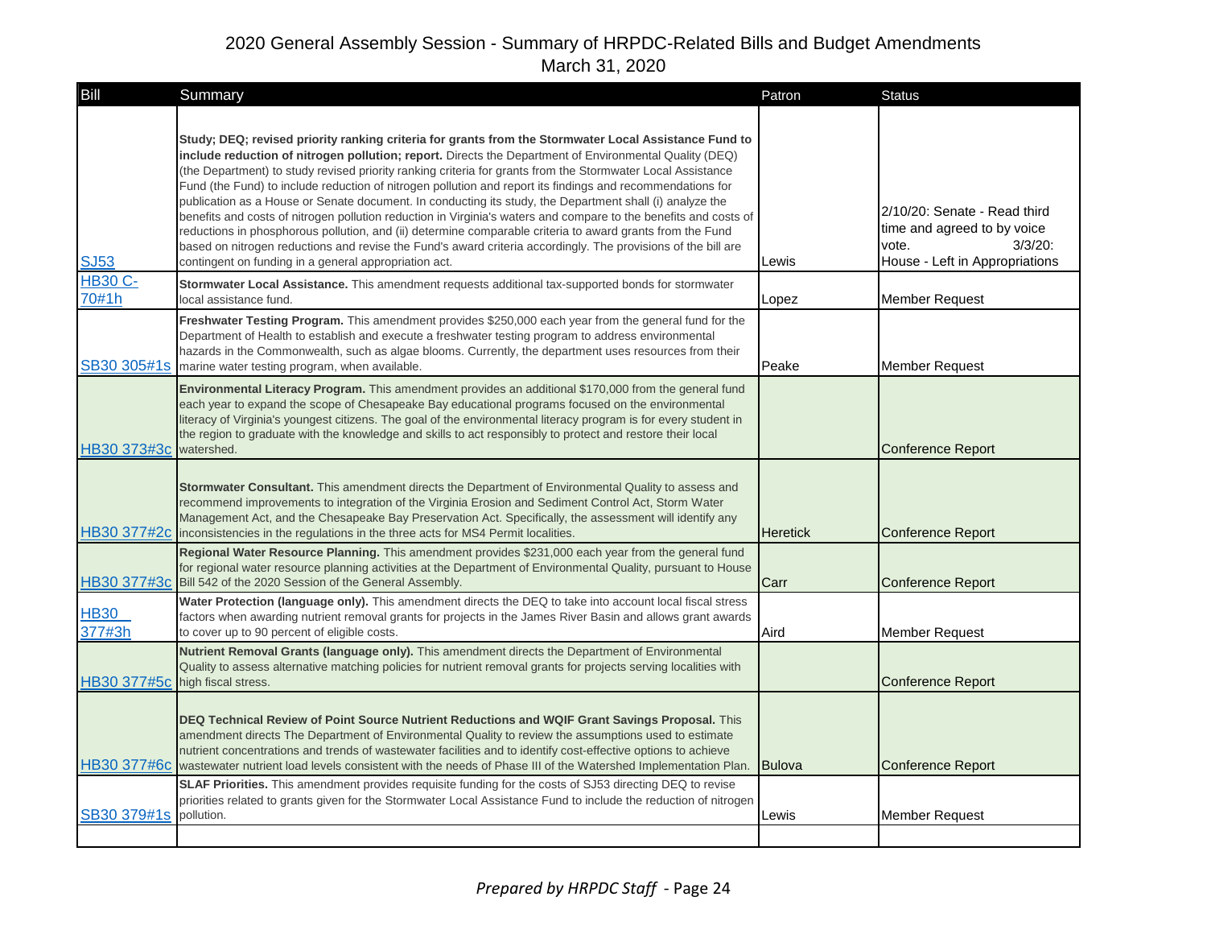# 2020 General Assembly Session - Summary of HRPDC-Related Bills and Budget Amendments

March 31, 2020

| Bill | Summary | Patron | Status |
|---|---|---|---|
| SJ53 | **Study; DEQ; revised priority ranking criteria for grants from the Stormwater Local Assistance Fund to include reduction of nitrogen pollution; report.** Directs the Department of Environmental Quality (DEQ) (the Department) to study revised priority ranking criteria for grants from the Stormwater Local Assistance Fund (the Fund) to include reduction of nitrogen pollution and report its findings and recommendations for publication as a House or Senate document. In conducting its study, the Department shall (i) analyze the benefits and costs of nitrogen pollution reduction in Virginia's waters and compare to the benefits and costs of reductions in phosphorous pollution, and (ii) determine comparable criteria to award grants from the Fund based on nitrogen reductions and revise the Fund's award criteria accordingly. The provisions of the bill are contingent on funding in a general appropriation act. | Lewis | 2/10/20: Senate - Read third time and agreed to by voice vote. 3/3/20: House - Left in Appropriations |
| HB30 C-70#1h | **Stormwater Local Assistance.** This amendment requests additional tax-supported bonds for stormwater local assistance fund. | Lopez | Member Request |
| SB30 305#1s | **Freshwater Testing Program.** This amendment provides $250,000 each year from the general fund for the Department of Health to establish and execute a freshwater testing program to address environmental hazards in the Commonwealth, such as algae blooms. Currently, the department uses resources from their marine water testing program, when available. | Peake | Member Request |
| HB30 373#3c | **Environmental Literacy Program.** This amendment provides an additional $170,000 from the general fund each year to expand the scope of Chesapeake Bay educational programs focused on the environmental literacy of Virginia's youngest citizens. The goal of the environmental literacy program is for every student in the region to graduate with the knowledge and skills to act responsibly to protect and restore their local watershed. | | Conference Report |
| HB30 377#2c | **Stormwater Consultant.** This amendment directs the Department of Environmental Quality to assess and recommend improvements to integration of the Virginia Erosion and Sediment Control Act, Storm Water Management Act, and the Chesapeake Bay Preservation Act. Specifically, the assessment will identify any inconsistencies in the regulations in the three acts for MS4 Permit localities. | Heretick | Conference Report |
| HB30 377#3c | **Regional Water Resource Planning.** This amendment provides $231,000 each year from the general fund for regional water resource planning activities at the Department of Environmental Quality, pursuant to House Bill 542 of the 2020 Session of the General Assembly. | Carr | Conference Report |
| HB30 377#3h | **Water Protection (language only).** This amendment directs the DEQ to take into account local fiscal stress factors when awarding nutrient removal grants for projects in the James River Basin and allows grant awards to cover up to 90 percent of eligible costs. | Aird | Member Request |
| HB30 377#5c | **Nutrient Removal Grants (language only).** This amendment directs the Department of Environmental Quality to assess alternative matching policies for nutrient removal grants for projects serving localities with high fiscal stress. | | Conference Report |
| HB30 377#6c | **DEQ Technical Review of Point Source Nutrient Reductions and WQIF Grant Savings Proposal.** This amendment directs The Department of Environmental Quality to review the assumptions used to estimate nutrient concentrations and trends of wastewater facilities and to identify cost-effective options to achieve wastewater nutrient load levels consistent with the needs of Phase III of the Watershed Implementation Plan. | Bulova | Conference Report |
| SB30 379#1s | **SLAF Priorities.** This amendment provides requisite funding for the costs of SJ53 directing DEQ to revise priorities related to grants given for the Stormwater Local Assistance Fund to include the reduction of nitrogen pollution. | Lewis | Member Request |

*Prepared by HRPDC Staff*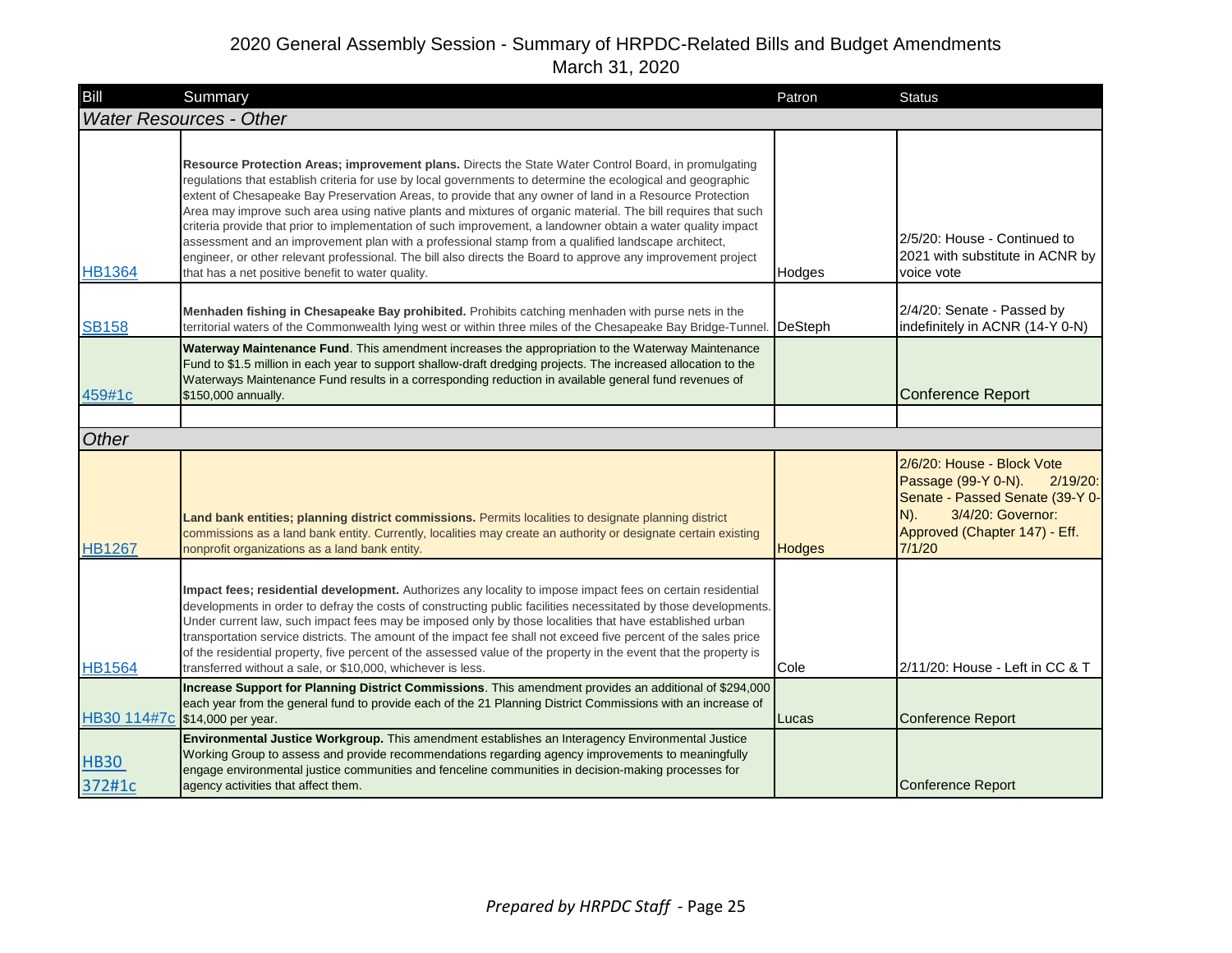# 2020 General Assembly Session - Summary of HRPDC-Related Bills and Budget Amendments

March 31, 2020

| Bill | Summary | Patron | Status |
|---|---|---|---|
| ***Water Resources - Other*** | | | |
| HB1364 | **Resource Protection Areas; improvement plans.** Directs the State Water Control Board, in promulgating regulations that establish criteria for use by local governments to determine the ecological and geographic extent of Chesapeake Bay Preservation Areas, to provide that any owner of land in a Resource Protection Area may improve such area using native plants and mixtures of organic material. The bill requires that such criteria provide that prior to implementation of such improvement, a landowner obtain a water quality impact assessment and an improvement plan with a professional stamp from a qualified landscape architect, engineer, or other relevant professional. The bill also directs the Board to approve any improvement project that has a net positive benefit to water quality. | Hodges | 2/5/20: House - Continued to 2021 with substitute in ACNR by voice vote |
| SB158 | **Menhaden fishing in Chesapeake Bay prohibited.** Prohibits catching menhaden with purse nets in the territorial waters of the Commonwealth lying west or within three miles of the Chesapeake Bay Bridge-Tunnel. | DeSteph | 2/4/20: Senate - Passed by indefinitely in ACNR (14-Y 0-N) |
| 459#1c | **Waterway Maintenance Fund**. This amendment increases the appropriation to the Waterway Maintenance Fund to $1.5 million in each year to support shallow-draft dredging projects. The increased allocation to the Waterways Maintenance Fund results in a corresponding reduction in available general fund revenues of $150,000 annually. | | Conference Report |
| | | | |
| ***Other*** | | | |
| HB1267 | **Land bank entities; planning district commissions.** Permits localities to designate planning district commissions as a land bank entity. Currently, localities may create an authority or designate certain existing nonprofit organizations as a land bank entity. | Hodges | 2/6/20: House - Block Vote Passage (99-Y 0-N). 2/19/20: Senate - Passed Senate (39-Y 0-N). 3/4/20: Governor: Approved (Chapter 147) - Eff. 7/1/20 |
| HB1564 | **Impact fees; residential development.** Authorizes any locality to impose impact fees on certain residential developments in order to defray the costs of constructing public facilities necessitated by those developments. Under current law, such impact fees may be imposed only by those localities that have established urban transportation service districts. The amount of the impact fee shall not exceed five percent of the sales price of the residential property, five percent of the assessed value of the property in the event that the property is transferred without a sale, or $10,000, whichever is less. | Cole | 2/11/20: House - Left in CC & T |
| HB30 114#7c | **Increase Support for Planning District Commissions**. This amendment provides an additional of $294,000 each year from the general fund to provide each of the 21 Planning District Commissions with an increase of $14,000 per year. | Lucas | Conference Report |
| HB30 372#1c | **Environmental Justice Workgroup.** This amendment establishes an Interagency Environmental Justice Working Group to assess and provide recommendations regarding agency improvements to meaningfully engage environmental justice communities and fenceline communities in decision-making processes for agency activities that affect them. | | Conference Report |

*Prepared by HRPDC Staff*